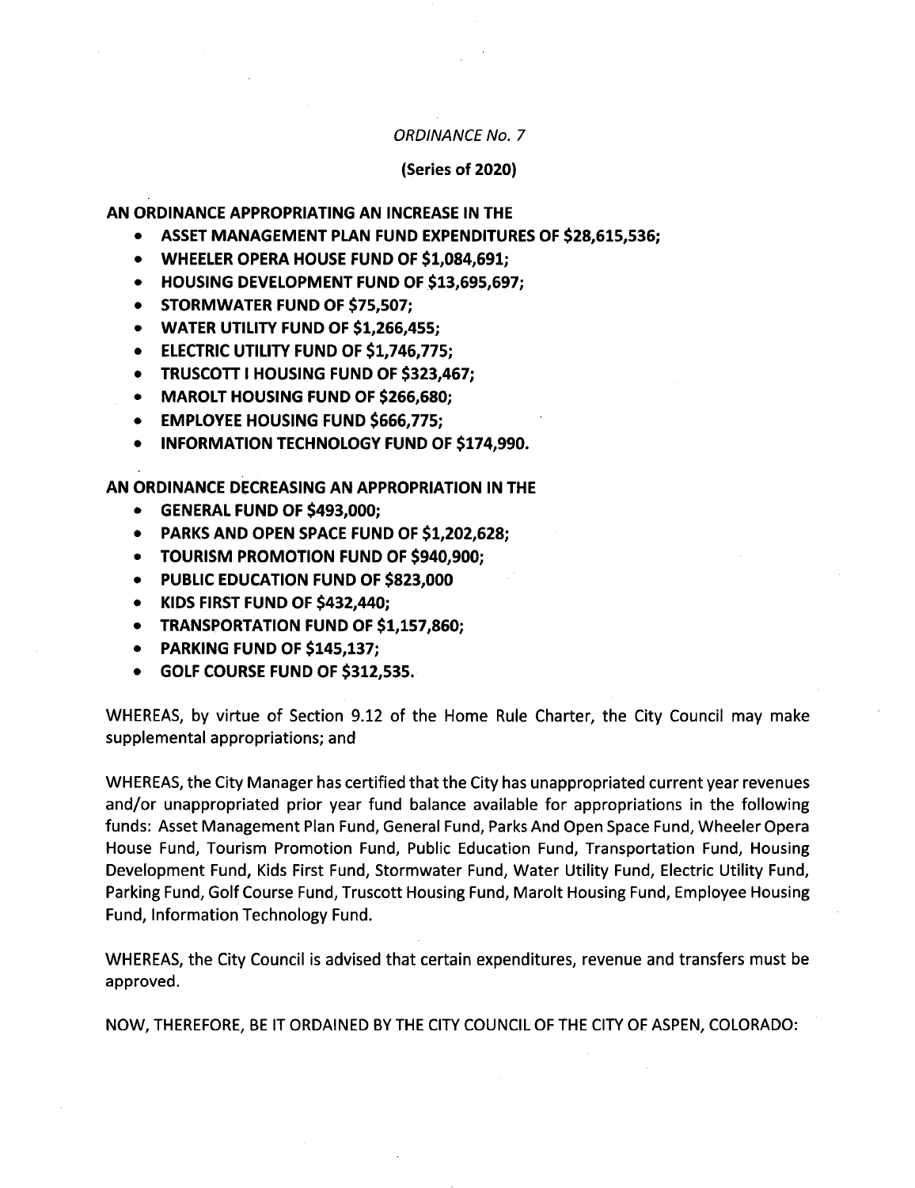*ORDINANCE No. 7*

**(Series of 2020)**

**AN ORDINANCE APPROPRIATING AN INCREASE IN THE**

- **ASSET MANAGEMENT PLAN FUND EXPENDITURES OF $28,615,536;**
- **WHEELER OPERA HOUSE FUND OF $1,084,691;**
- **HOUSING DEVELOPMENT FUND OF $13,695,697;**
- **STORMWATER FUND OF $75,507;**
- **WATER UTILITY FUND OF $1,266,455;**
- **ELECTRIC UTILITY FUND OF $1,746,775;**
- **TRUSCOTT I HOUSING FUND OF $323,467;**
- **MAROLT HOUSING FUND OF $266,680;**
- **EMPLOYEE HOUSING FUND $666,775;**
- **INFORMATION TECHNOLOGY FUND OF $174,990.**

**AN ORDINANCE DECREASING AN APPROPRIATION IN THE**

- **GENERAL FUND OF $493,000;**
- **PARKS AND OPEN SPACE FUND OF $1,202,628;**
- **TOURISM PROMOTION FUND OF $940,900;**
- **PUBLIC EDUCATION FUND OF $823,000**
- **KIDS FIRST FUND OF $432,440;**
- **TRANSPORTATION FUND OF $1,157,860;**
- **PARKING FUND OF $145,137;**
- **GOLF COURSE FUND OF $312,535.**

WHEREAS, by virtue of Section 9.12 of the Home Rule Charter, the City Council may make supplemental appropriations; and

WHEREAS, the City Manager has certified that the City has unappropriated current year revenues and/or unappropriated prior year fund balance available for appropriations in the following funds: Asset Management Plan Fund, General Fund, Parks And Open Space Fund, Wheeler Opera House Fund, Tourism Promotion Fund, Public Education Fund, Transportation Fund, Housing Development Fund, Kids First Fund, Stormwater Fund, Water Utility Fund, Electric Utility Fund, Parking Fund, Golf Course Fund, Truscott Housing Fund, Marolt Housing Fund, Employee Housing Fund, Information Technology Fund.

WHEREAS, the City Council is advised that certain expenditures, revenue and transfers must be approved.

NOW, THEREFORE, BE IT ORDAINED BY THE CITY COUNCIL OF THE CITY OF ASPEN, COLORADO: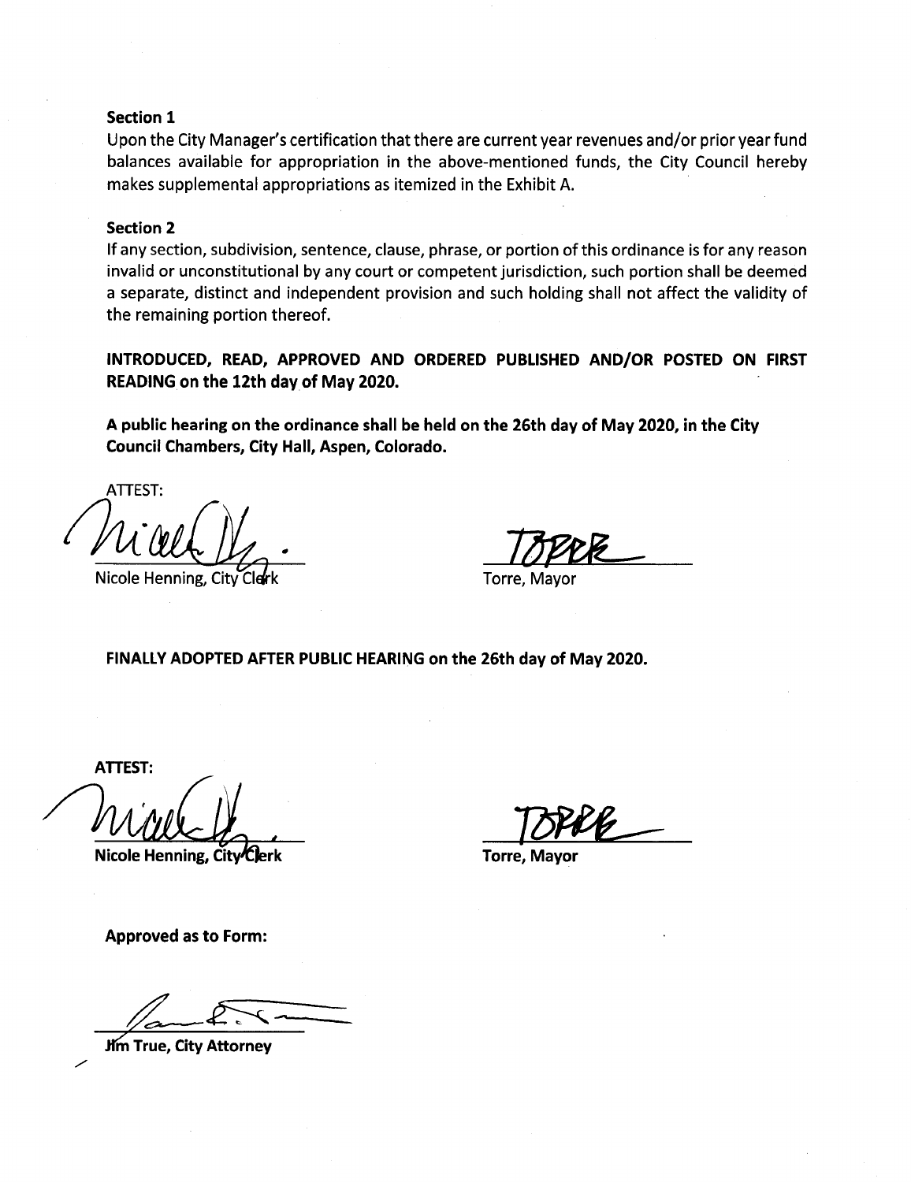**Section 1**

Upon the City Manager's certification that there are current year revenues and/or prior year fund balances available for appropriation in the above-mentioned funds, the City Council hereby makes supplemental appropriations as itemized in the Exhibit A.

**Section 2**

If any section, subdivision, sentence, clause, phrase, or portion of this ordinance is for any reason invalid or unconstitutional by any court or competent jurisdiction, such portion shall be deemed a separate, distinct and independent provision and such holding shall not affect the validity of the remaining portion thereof.

**INTRODUCED, READ, APPROVED AND ORDERED PUBLISHED AND/OR POSTED ON FIRST READING on the 12th day of May 2020.**

**A public hearing on the ordinance shall be held on the 26th day of May 2020, in the City Council Chambers, City Hall, Aspen, Colorado.**

ATTEST:

Nicole Henning, City Clerk

Torre, Mayor

**FINALLY ADOPTED AFTER PUBLIC HEARING on the 26th day of May 2020.**

**ATTEST:**

**Nicole Henning, City Clerk**

**Torre, Mayor**

**Approved as to Form:**

**Jim True, City Attorney**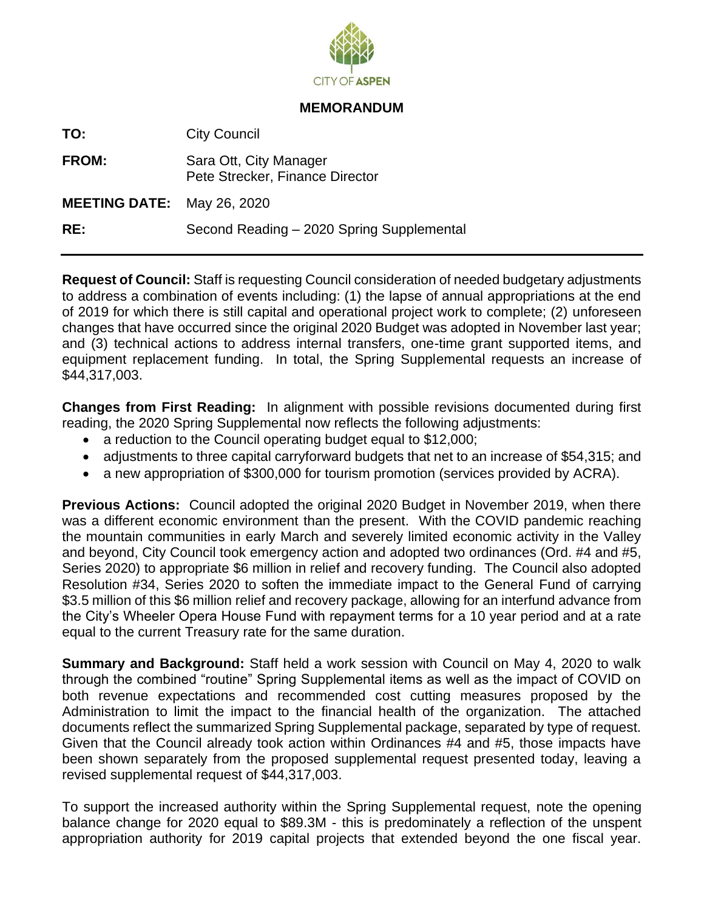CITY OF ASPEN

**MEMORANDUM**

| | |
|---|---|
| **TO:** | City Council |
| **FROM:** | Sara Ott, City Manager<br>Pete Strecker, Finance Director |
| **MEETING DATE:** | May 26, 2020 |
| **RE:** | Second Reading – 2020 Spring Supplemental |

---

**Request of Council:** Staff is requesting Council consideration of needed budgetary adjustments to address a combination of events including: (1) the lapse of annual appropriations at the end of 2019 for which there is still capital and operational project work to complete; (2) unforeseen changes that have occurred since the original 2020 Budget was adopted in November last year; and (3) technical actions to address internal transfers, one-time grant supported items, and equipment replacement funding. In total, the Spring Supplemental requests an increase of $44,317,003.

**Changes from First Reading:** In alignment with possible revisions documented during first reading, the 2020 Spring Supplemental now reflects the following adjustments:

- a reduction to the Council operating budget equal to $12,000;
- adjustments to three capital carryforward budgets that net to an increase of $54,315; and
- a new appropriation of $300,000 for tourism promotion (services provided by ACRA).

**Previous Actions:** Council adopted the original 2020 Budget in November 2019, when there was a different economic environment than the present. With the COVID pandemic reaching the mountain communities in early March and severely limited economic activity in the Valley and beyond, City Council took emergency action and adopted two ordinances (Ord. #4 and #5, Series 2020) to appropriate $6 million in relief and recovery funding. The Council also adopted Resolution #34, Series 2020 to soften the immediate impact to the General Fund of carrying $3.5 million of this $6 million relief and recovery package, allowing for an interfund advance from the City's Wheeler Opera House Fund with repayment terms for a 10 year period and at a rate equal to the current Treasury rate for the same duration.

**Summary and Background:** Staff held a work session with Council on May 4, 2020 to walk through the combined "routine" Spring Supplemental items as well as the impact of COVID on both revenue expectations and recommended cost cutting measures proposed by the Administration to limit the impact to the financial health of the organization. The attached documents reflect the summarized Spring Supplemental package, separated by type of request. Given that the Council already took action within Ordinances #4 and #5, those impacts have been shown separately from the proposed supplemental request presented today, leaving a revised supplemental request of $44,317,003.

To support the increased authority within the Spring Supplemental request, note the opening balance change for 2020 equal to $89.3M - this is predominately a reflection of the unspent appropriation authority for 2019 capital projects that extended beyond the one fiscal year.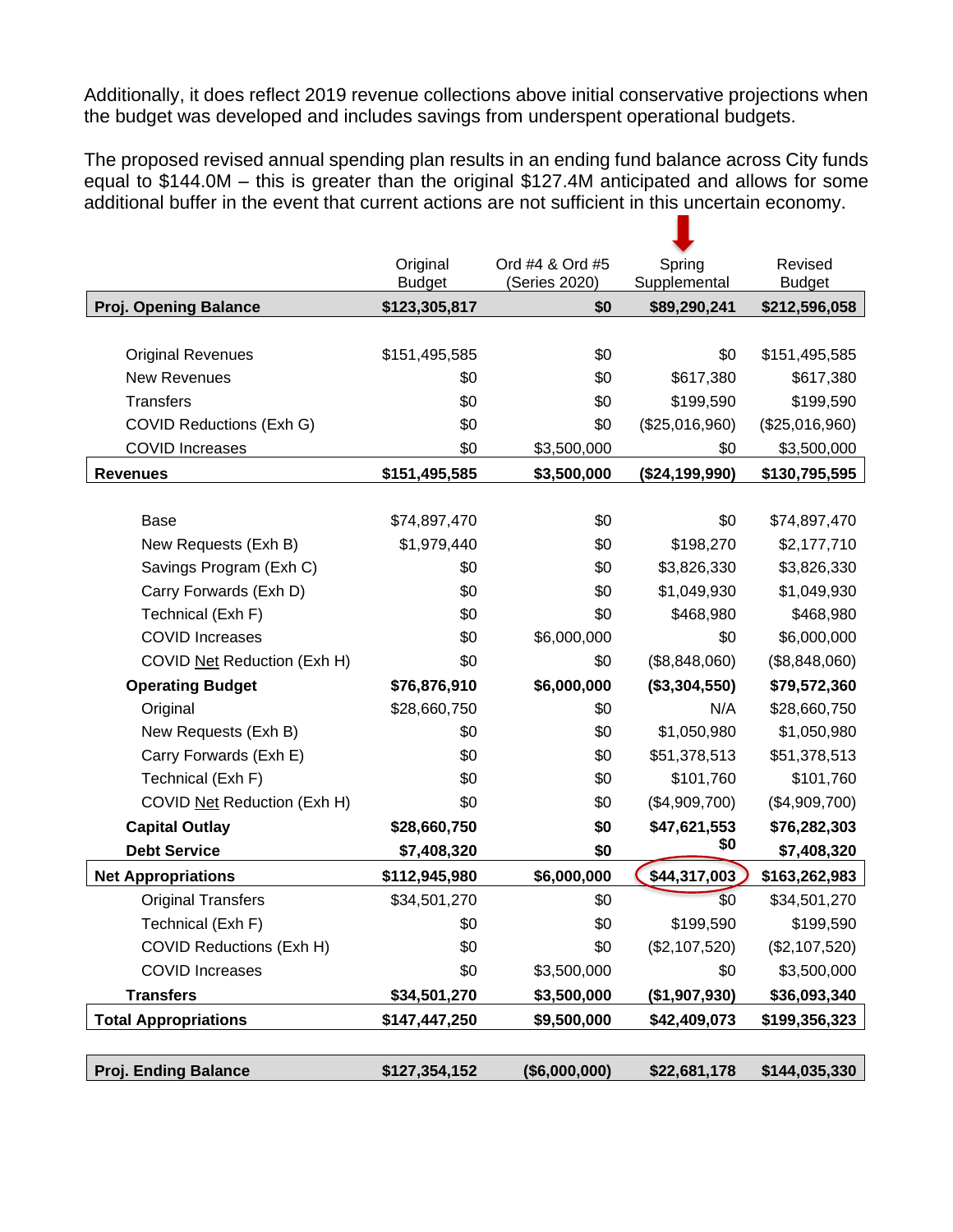Additionally, it does reflect 2019 revenue collections above initial conservative projections when the budget was developed and includes savings from underspent operational budgets.

The proposed revised annual spending plan results in an ending fund balance across City funds equal to $144.0M – this is greater than the original $127.4M anticipated and allows for some additional buffer in the event that current actions are not sufficient in this uncertain economy.

| | Original Budget | Ord #4 & Ord #5 (Series 2020) | Spring Supplemental | Revised Budget |
|---|---|---|---|---|
| **Proj. Opening Balance** | **$123,305,817** | **$0** | **$89,290,241** | **$212,596,058** |
| Original Revenues | $151,495,585 | $0 | $0 | $151,495,585 |
| New Revenues | $0 | $0 | $617,380 | $617,380 |
| Transfers | $0 | $0 | $199,590 | $199,590 |
| COVID Reductions (Exh G) | $0 | $0 | ($25,016,960) | ($25,016,960) |
| COVID Increases | $0 | $3,500,000 | $0 | $3,500,000 |
| **Revenues** | **$151,495,585** | **$3,500,000** | **($24,199,990)** | **$130,795,595** |
| Base | $74,897,470 | $0 | $0 | $74,897,470 |
| New Requests (Exh B) | $1,979,440 | $0 | $198,270 | $2,177,710 |
| Savings Program (Exh C) | $0 | $0 | $3,826,330 | $3,826,330 |
| Carry Forwards (Exh D) | $0 | $0 | $1,049,930 | $1,049,930 |
| Technical (Exh F) | $0 | $0 | $468,980 | $468,980 |
| COVID Increases | $0 | $6,000,000 | $0 | $6,000,000 |
| COVID Net Reduction (Exh H) | $0 | $0 | ($8,848,060) | ($8,848,060) |
| **Operating Budget** | **$76,876,910** | **$6,000,000** | **($3,304,550)** | **$79,572,360** |
| Original | $28,660,750 | $0 | N/A | $28,660,750 |
| New Requests (Exh B) | $0 | $0 | $1,050,980 | $1,050,980 |
| Carry Forwards (Exh E) | $0 | $0 | $51,378,513 | $51,378,513 |
| Technical (Exh F) | $0 | $0 | $101,760 | $101,760 |
| COVID Net Reduction (Exh H) | $0 | $0 | ($4,909,700) | ($4,909,700) |
| **Capital Outlay** | **$28,660,750** | **$0** | **$47,621,553** | **$76,282,303** |
| **Debt Service** | **$7,408,320** | **$0** | **$0** | **$7,408,320** |
| **Net Appropriations** | **$112,945,980** | **$6,000,000** | **$44,317,003** | **$163,262,983** |
| Original Transfers | $34,501,270 | $0 | $0 | $34,501,270 |
| Technical (Exh F) | $0 | $0 | $199,590 | $199,590 |
| COVID Reductions (Exh H) | $0 | $0 | ($2,107,520) | ($2,107,520) |
| COVID Increases | $0 | $3,500,000 | $0 | $3,500,000 |
| **Transfers** | **$34,501,270** | **$3,500,000** | **($1,907,930)** | **$36,093,340** |
| **Total Appropriations** | **$147,447,250** | **$9,500,000** | **$42,409,073** | **$199,356,323** |
| **Proj. Ending Balance** | **$127,354,152** | **($6,000,000)** | **$22,681,178** | **$144,035,330** |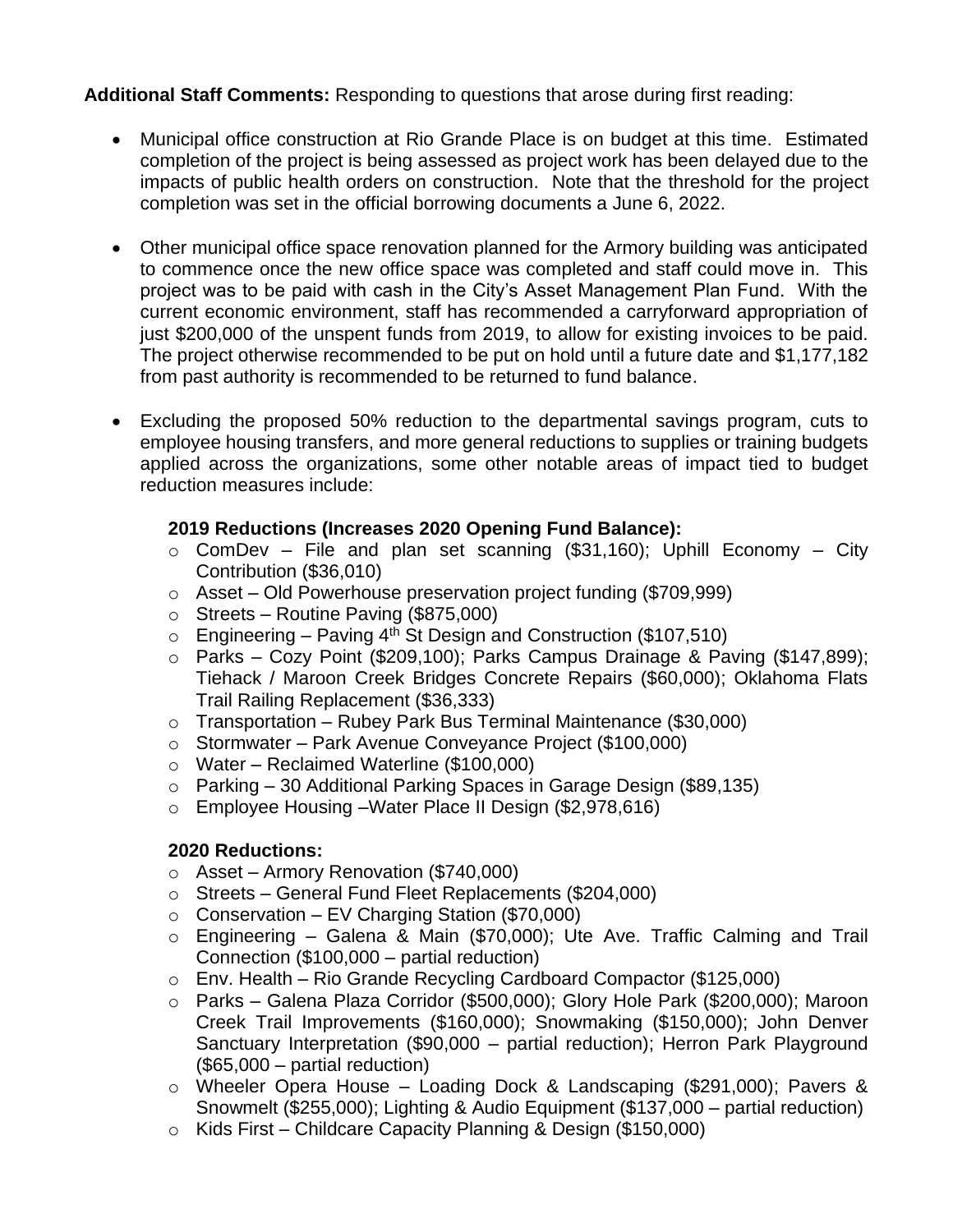**Additional Staff Comments:** Responding to questions that arose during first reading:

- Municipal office construction at Rio Grande Place is on budget at this time. Estimated completion of the project is being assessed as project work has been delayed due to the impacts of public health orders on construction. Note that the threshold for the project completion was set in the official borrowing documents a June 6, 2022.

- Other municipal office space renovation planned for the Armory building was anticipated to commence once the new office space was completed and staff could move in. This project was to be paid with cash in the City's Asset Management Plan Fund. With the current economic environment, staff has recommended a carryforward appropriation of just $200,000 of the unspent funds from 2019, to allow for existing invoices to be paid. The project otherwise recommended to be put on hold until a future date and $1,177,182 from past authority is recommended to be returned to fund balance.

- Excluding the proposed 50% reduction to the departmental savings program, cuts to employee housing transfers, and more general reductions to supplies or training budgets applied across the organizations, some other notable areas of impact tied to budget reduction measures include:

  **2019 Reductions (Increases 2020 Opening Fund Balance):**
  - ComDev – File and plan set scanning ($31,160); Uphill Economy – City Contribution ($36,010)
  - Asset – Old Powerhouse preservation project funding ($709,999)
  - Streets – Routine Paving ($875,000)
  - Engineering – Paving 4th St Design and Construction ($107,510)
  - Parks – Cozy Point ($209,100); Parks Campus Drainage & Paving ($147,899); Tiehack / Maroon Creek Bridges Concrete Repairs ($60,000); Oklahoma Flats Trail Railing Replacement ($36,333)
  - Transportation – Rubey Park Bus Terminal Maintenance ($30,000)
  - Stormwater – Park Avenue Conveyance Project ($100,000)
  - Water – Reclaimed Waterline ($100,000)
  - Parking – 30 Additional Parking Spaces in Garage Design ($89,135)
  - Employee Housing –Water Place II Design ($2,978,616)

  **2020 Reductions:**
  - Asset – Armory Renovation ($740,000)
  - Streets – General Fund Fleet Replacements ($204,000)
  - Conservation – EV Charging Station ($70,000)
  - Engineering – Galena & Main ($70,000); Ute Ave. Traffic Calming and Trail Connection ($100,000 – partial reduction)
  - Env. Health – Rio Grande Recycling Cardboard Compactor ($125,000)
  - Parks – Galena Plaza Corridor ($500,000); Glory Hole Park ($200,000); Maroon Creek Trail Improvements ($160,000); Snowmaking ($150,000); John Denver Sanctuary Interpretation ($90,000 – partial reduction); Herron Park Playground ($65,000 – partial reduction)
  - Wheeler Opera House – Loading Dock & Landscaping ($291,000); Pavers & Snowmelt ($255,000); Lighting & Audio Equipment ($137,000 – partial reduction)
  - Kids First – Childcare Capacity Planning & Design ($150,000)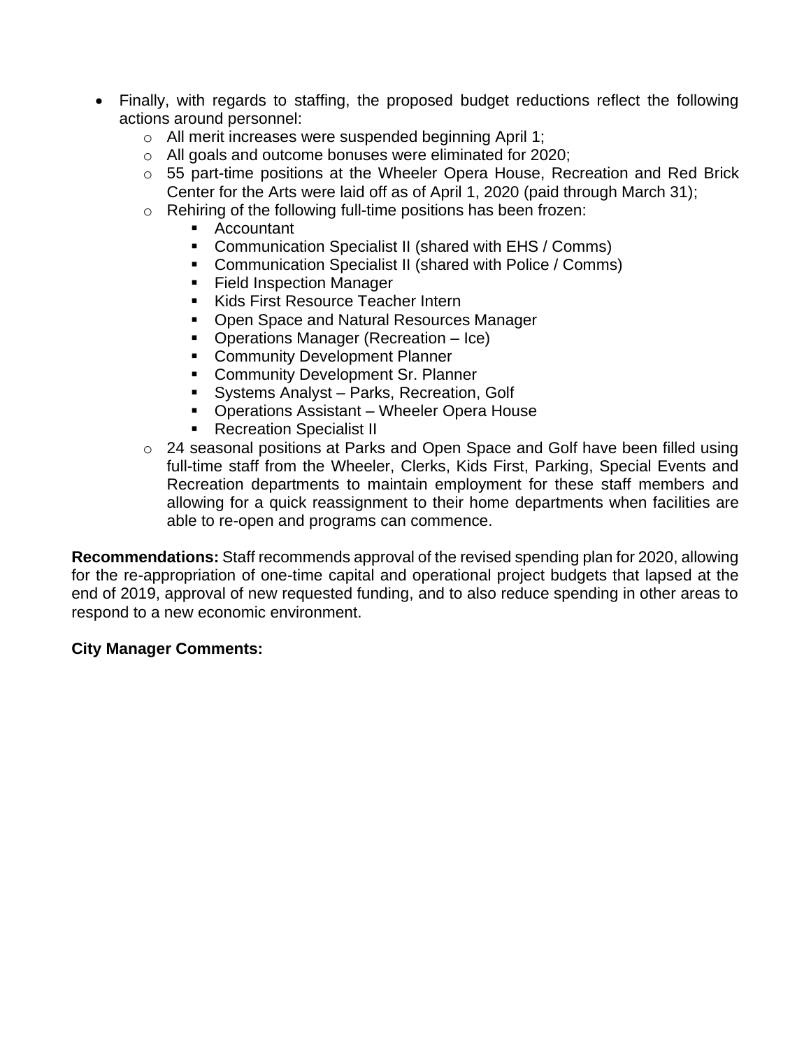- Finally, with regards to staffing, the proposed budget reductions reflect the following actions around personnel:
    - All merit increases were suspended beginning April 1;
    - All goals and outcome bonuses were eliminated for 2020;
    - 55 part-time positions at the Wheeler Opera House, Recreation and Red Brick Center for the Arts were laid off as of April 1, 2020 (paid through March 31);
    - Rehiring of the following full-time positions has been frozen:
        - Accountant
        - Communication Specialist II (shared with EHS / Comms)
        - Communication Specialist II (shared with Police / Comms)
        - Field Inspection Manager
        - Kids First Resource Teacher Intern
        - Open Space and Natural Resources Manager
        - Operations Manager (Recreation – Ice)
        - Community Development Planner
        - Community Development Sr. Planner
        - Systems Analyst – Parks, Recreation, Golf
        - Operations Assistant – Wheeler Opera House
        - Recreation Specialist II
    - 24 seasonal positions at Parks and Open Space and Golf have been filled using full-time staff from the Wheeler, Clerks, Kids First, Parking, Special Events and Recreation departments to maintain employment for these staff members and allowing for a quick reassignment to their home departments when facilities are able to re-open and programs can commence.

**Recommendations:** Staff recommends approval of the revised spending plan for 2020, allowing for the re-appropriation of one-time capital and operational project budgets that lapsed at the end of 2019, approval of new requested funding, and to also reduce spending in other areas to respond to a new economic environment.

**City Manager Comments:**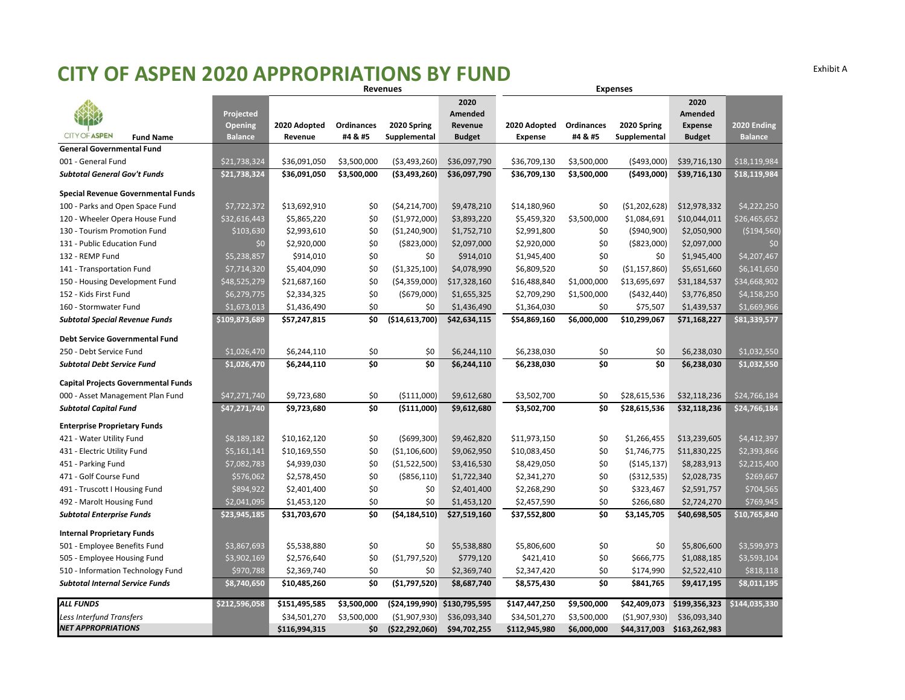Exhibit A

# CITY OF ASPEN 2020 APPROPRIATIONS BY FUND

| Fund Name | Projected Opening Balance | Revenues: 2020 Adopted Revenue | Revenues: Ordinances #4 & #5 | Revenues: 2020 Spring Supplemental | Revenues: 2020 Amended Revenue Budget | Expenses: 2020 Adopted Expense | Expenses: Ordinances #4 & #5 | Expenses: 2020 Spring Supplemental | Expenses: 2020 Amended Expense Budget | 2020 Ending Balance |
|---|---|---|---|---|---|---|---|---|---|---|
| **General Governmental Fund** | | | | | | | | | | |
| 001 - General Fund | $21,738,324 | $36,091,050 | $3,500,000 | ($3,493,260) | $36,097,790 | $36,709,130 | $3,500,000 | ($493,000) | $39,716,130 | $18,119,984 |
| ***Subtotal General Gov't Funds*** | **$21,738,324** | **$36,091,050** | **$3,500,000** | **($3,493,260)** | **$36,097,790** | **$36,709,130** | **$3,500,000** | **($493,000)** | **$39,716,130** | **$18,119,984** |
| **Special Revenue Governmental Funds** | | | | | | | | | | |
| 100 - Parks and Open Space Fund | $7,722,372 | $13,692,910 | $0 | ($4,214,700) | $9,478,210 | $14,180,960 | $0 | ($1,202,628) | $12,978,332 | $4,222,250 |
| 120 - Wheeler Opera House Fund | $32,616,443 | $5,865,220 | $0 | ($1,972,000) | $3,893,220 | $5,459,320 | $3,500,000 | $1,084,691 | $10,044,011 | $26,465,652 |
| 130 - Tourism Promotion Fund | $103,630 | $2,993,610 | $0 | ($1,240,900) | $1,752,710 | $2,991,800 | $0 | ($940,900) | $2,050,900 | ($194,560) |
| 131 - Public Education Fund | $0 | $2,920,000 | $0 | ($823,000) | $2,097,000 | $2,920,000 | $0 | ($823,000) | $2,097,000 | $0 |
| 132 - REMP Fund | $5,238,857 | $914,010 | $0 | $0 | $914,010 | $1,945,400 | $0 | $0 | $1,945,400 | $4,207,467 |
| 141 - Transportation Fund | $7,714,320 | $5,404,090 | $0 | ($1,325,100) | $4,078,990 | $6,809,520 | $0 | ($1,157,860) | $5,651,660 | $6,141,650 |
| 150 - Housing Development Fund | $48,525,279 | $21,687,160 | $0 | ($4,359,000) | $17,328,160 | $16,488,840 | $1,000,000 | $13,695,697 | $31,184,537 | $34,668,902 |
| 152 - Kids First Fund | $6,279,775 | $2,334,325 | $0 | ($679,000) | $1,655,325 | $2,709,290 | $1,500,000 | ($432,440) | $3,776,850 | $4,158,250 |
| 160 - Stormwater Fund | $1,673,013 | $1,436,490 | $0 | $0 | $1,436,490 | $1,364,030 | $0 | $75,507 | $1,439,537 | $1,669,966 |
| ***Subtotal Special Revenue Funds*** | **$109,873,689** | **$57,247,815** | **$0** | **($14,613,700)** | **$42,634,115** | **$54,869,160** | **$6,000,000** | **$10,299,067** | **$71,168,227** | **$81,339,577** |
| **Debt Service Governmental Fund** | | | | | | | | | | |
| 250 - Debt Service Fund | $1,026,470 | $6,244,110 | $0 | $0 | $6,244,110 | $6,238,030 | $0 | $0 | $6,238,030 | $1,032,550 |
| ***Subtotal Debt Service Fund*** | **$1,026,470** | **$6,244,110** | **$0** | **$0** | **$6,244,110** | **$6,238,030** | **$0** | **$0** | **$6,238,030** | **$1,032,550** |
| **Capital Projects Governmental Funds** | | | | | | | | | | |
| 000 - Asset Management Plan Fund | $47,271,740 | $9,723,680 | $0 | ($111,000) | $9,612,680 | $3,502,700 | $0 | $28,615,536 | $32,118,236 | $24,766,184 |
| ***Subtotal Capital Fund*** | **$47,271,740** | **$9,723,680** | **$0** | **($111,000)** | **$9,612,680** | **$3,502,700** | **$0** | **$28,615,536** | **$32,118,236** | **$24,766,184** |
| **Enterprise Proprietary Funds** | | | | | | | | | | |
| 421 - Water Utility Fund | $8,189,182 | $10,162,120 | $0 | ($699,300) | $9,462,820 | $11,973,150 | $0 | $1,266,455 | $13,239,605 | $4,412,397 |
| 431 - Electric Utility Fund | $5,161,141 | $10,169,550 | $0 | ($1,106,600) | $9,062,950 | $10,083,450 | $0 | $1,746,775 | $11,830,225 | $2,393,866 |
| 451 - Parking Fund | $7,082,783 | $4,939,030 | $0 | ($1,522,500) | $3,416,530 | $8,429,050 | $0 | ($145,137) | $8,283,913 | $2,215,400 |
| 471 - Golf Course Fund | $576,062 | $2,578,450 | $0 | ($856,110) | $1,722,340 | $2,341,270 | $0 | ($312,535) | $2,028,735 | $269,667 |
| 491 - Truscott I Housing Fund | $894,922 | $2,401,400 | $0 | $0 | $2,401,400 | $2,268,290 | $0 | $323,467 | $2,591,757 | $704,565 |
| 492 - Marolt Housing Fund | $2,041,095 | $1,453,120 | $0 | $0 | $1,453,120 | $2,457,590 | $0 | $266,680 | $2,724,270 | $769,945 |
| ***Subtotal Enterprise Funds*** | **$23,945,185** | **$31,703,670** | **$0** | **($4,184,510)** | **$27,519,160** | **$37,552,800** | **$0** | **$3,145,705** | **$40,698,505** | **$10,765,840** |
| **Internal Proprietary Funds** | | | | | | | | | | |
| 501 - Employee Benefits Fund | $3,867,693 | $5,538,880 | $0 | $0 | $5,538,880 | $5,806,600 | $0 | $0 | $5,806,600 | $3,599,973 |
| 505 - Employee Housing Fund | $3,902,169 | $2,576,640 | $0 | ($1,797,520) | $779,120 | $421,410 | $0 | $666,775 | $1,088,185 | $3,593,104 |
| 510 - Information Technology Fund | $970,788 | $2,369,740 | $0 | $0 | $2,369,740 | $2,347,420 | $0 | $174,990 | $2,522,410 | $818,118 |
| ***Subtotal Internal Service Funds*** | **$8,740,650** | **$10,485,260** | **$0** | **($1,797,520)** | **$8,687,740** | **$8,575,430** | **$0** | **$841,765** | **$9,417,195** | **$8,011,195** |
| ***ALL FUNDS*** | **$212,596,058** | **$151,495,585** | **$3,500,000** | **($24,199,990)** | **$130,795,595** | **$147,447,250** | **$9,500,000** | **$42,409,073** | **$199,356,323** | **$144,035,330** |
| *Less Interfund Transfers* | | $34,501,270 | $3,500,000 | ($1,907,930) | $36,093,340 | $34,501,270 | $3,500,000 | ($1,907,930) | $36,093,340 | |
| ***NET APPROPRIATIONS*** | | **$116,994,315** | **$0** | **($22,292,060)** | **$94,702,255** | **$112,945,980** | **$6,000,000** | **$44,317,003** | **$163,262,983** | |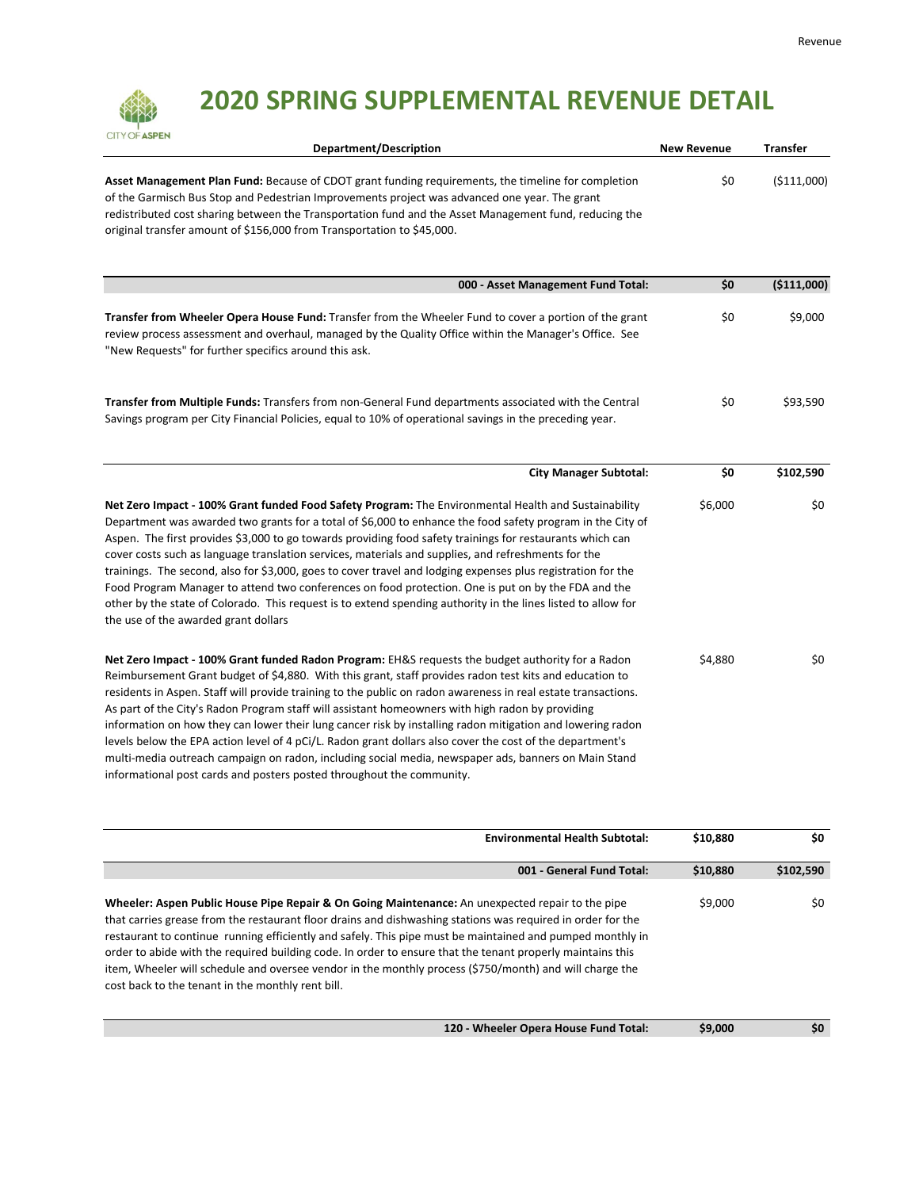# 2020 SPRING SUPPLEMENTAL REVENUE DETAIL

| Department/Description | New Revenue | Transfer |
|---|---|---|
| **Asset Management Plan Fund:** Because of CDOT grant funding requirements, the timeline for completion of the Garmisch Bus Stop and Pedestrian Improvements project was advanced one year. The grant redistributed cost sharing between the Transportation fund and the Asset Management fund, reducing the original transfer amount of $156,000 from Transportation to $45,000. | $0 | ($111,000) |
| **000 - Asset Management Fund Total:** | **$0** | **($111,000)** |
| **Transfer from Wheeler Opera House Fund:** Transfer from the Wheeler Fund to cover a portion of the grant review process assessment and overhaul, managed by the Quality Office within the Manager's Office. See "New Requests" for further specifics around this ask. | $0 | $9,000 |
| **Transfer from Multiple Funds:** Transfers from non-General Fund departments associated with the Central Savings program per City Financial Policies, equal to 10% of operational savings in the preceding year. | $0 | $93,590 |
| **City Manager Subtotal:** | **$0** | **$102,590** |
| **Net Zero Impact - 100% Grant funded Food Safety Program:** The Environmental Health and Sustainability Department was awarded two grants for a total of $6,000 to enhance the food safety program in the City of Aspen. The first provides $3,000 to go towards providing food safety trainings for restaurants which can cover costs such as language translation services, materials and supplies, and refreshments for the trainings. The second, also for $3,000, goes to cover travel and lodging expenses plus registration for the Food Program Manager to attend two conferences on food protection. One is put on by the FDA and the other by the state of Colorado. This request is to extend spending authority in the lines listed to allow for the use of the awarded grant dollars | $6,000 | $0 |
| **Net Zero Impact - 100% Grant funded Radon Program:** EH&S requests the budget authority for a Radon Reimbursement Grant budget of $4,880. With this grant, staff provides radon test kits and education to residents in Aspen. Staff will provide training to the public on radon awareness in real estate transactions. As part of the City's Radon Program staff will assistant homeowners with high radon by providing information on how they can lower their lung cancer risk by installing radon mitigation and lowering radon levels below the EPA action level of 4 pCi/L. Radon grant dollars also cover the cost of the department's multi-media outreach campaign on radon, including social media, newspaper ads, banners on Main Stand informational post cards and posters posted throughout the community. | $4,880 | $0 |
| **Environmental Health Subtotal:** | **$10,880** | **$0** |
| **001 - General Fund Total:** | **$10,880** | **$102,590** |
| **Wheeler: Aspen Public House Pipe Repair & On Going Maintenance:** An unexpected repair to the pipe that carries grease from the restaurant floor drains and dishwashing stations was required in order for the restaurant to continue running efficiently and safely. This pipe must be maintained and pumped monthly in order to abide with the required building code. In order to ensure that the tenant properly maintains this item, Wheeler will schedule and oversee vendor in the monthly process ($750/month) and will charge the cost back to the tenant in the monthly rent bill. | $9,000 | $0 |
| **120 - Wheeler Opera House Fund Total:** | **$9,000** | **$0** |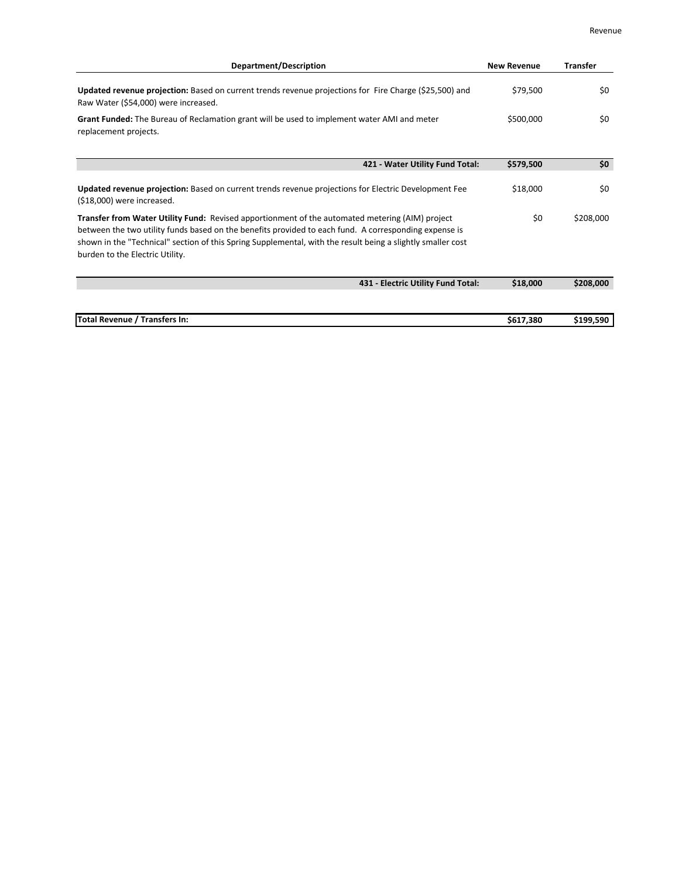| Department/Description | New Revenue | Transfer |
| --- | --- | --- |
| **Updated revenue projection:** Based on current trends revenue projections for Fire Charge ($25,500) and Raw Water ($54,000) were increased. | $79,500 | $0 |
| **Grant Funded:** The Bureau of Reclamation grant will be used to implement water AMI and meter replacement projects. | $500,000 | $0 |
| **421 - Water Utility Fund Total:** | **$579,500** | **$0** |
| **Updated revenue projection:** Based on current trends revenue projections for Electric Development Fee ($18,000) were increased. | $18,000 | $0 |
| **Transfer from Water Utility Fund:** Revised apportionment of the automated metering (AIM) project between the two utility funds based on the benefits provided to each fund. A corresponding expense is shown in the "Technical" section of this Spring Supplemental, with the result being a slightly smaller cost burden to the Electric Utility. | $0 | $208,000 |
| **431 - Electric Utility Fund Total:** | **$18,000** | **$208,000** |
| **Total Revenue / Transfers In:** | **$617,380** | **$199,590** |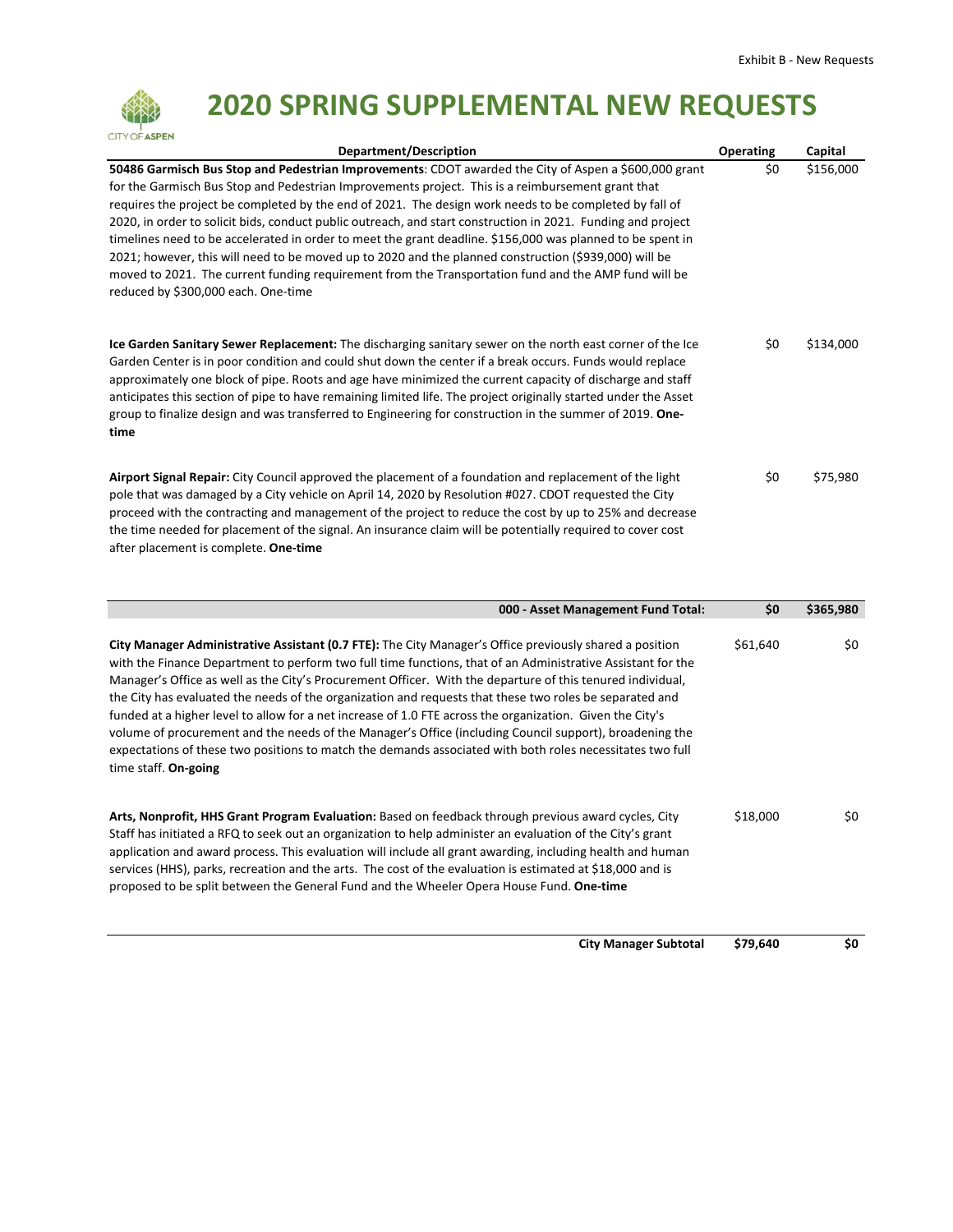# 2020 SPRING SUPPLEMENTAL NEW REQUESTS

| Department/Description | Operating | Capital |
|---|---|---|
| **50486 Garmisch Bus Stop and Pedestrian Improvements**: CDOT awarded the City of Aspen a $600,000 grant for the Garmisch Bus Stop and Pedestrian Improvements project. This is a reimbursement grant that requires the project be completed by the end of 2021. The design work needs to be completed by fall of 2020, in order to solicit bids, conduct public outreach, and start construction in 2021. Funding and project timelines need to be accelerated in order to meet the grant deadline. $156,000 was planned to be spent in 2021; however, this will need to be moved up to 2020 and the planned construction ($939,000) will be moved to 2021. The current funding requirement from the Transportation fund and the AMP fund will be reduced by $300,000 each. One-time | $0 | $156,000 |
| **Ice Garden Sanitary Sewer Replacement:** The discharging sanitary sewer on the north east corner of the Ice Garden Center is in poor condition and could shut down the center if a break occurs. Funds would replace approximately one block of pipe. Roots and age have minimized the current capacity of discharge and staff anticipates this section of pipe to have remaining limited life. The project originally started under the Asset group to finalize design and was transferred to Engineering for construction in the summer of 2019. **One-time** | $0 | $134,000 |
| **Airport Signal Repair:** City Council approved the placement of a foundation and replacement of the light pole that was damaged by a City vehicle on April 14, 2020 by Resolution #027. CDOT requested the City proceed with the contracting and management of the project to reduce the cost by up to 25% and decrease the time needed for placement of the signal. An insurance claim will be potentially required to cover cost after placement is complete. **One-time** | $0 | $75,980 |
| **000 - Asset Management Fund Total:** | **$0** | **$365,980** |
| **City Manager Administrative Assistant (0.7 FTE):** The City Manager's Office previously shared a position with the Finance Department to perform two full time functions, that of an Administrative Assistant for the Manager's Office as well as the City's Procurement Officer. With the departure of this tenured individual, the City has evaluated the needs of the organization and requests that these two roles be separated and funded at a higher level to allow for a net increase of 1.0 FTE across the organization. Given the City's volume of procurement and the needs of the Manager's Office (including Council support), broadening the expectations of these two positions to match the demands associated with both roles necessitates two full time staff. **On-going** | $61,640 | $0 |
| **Arts, Nonprofit, HHS Grant Program Evaluation:** Based on feedback through previous award cycles, City Staff has initiated a RFQ to seek out an organization to help administer an evaluation of the City's grant application and award process. This evaluation will include all grant awarding, including health and human services (HHS), parks, recreation and the arts. The cost of the evaluation is estimated at $18,000 and is proposed to be split between the General Fund and the Wheeler Opera House Fund. **One-time** | $18,000 | $0 |
| **City Manager Subtotal** | **$79,640** | **$0** |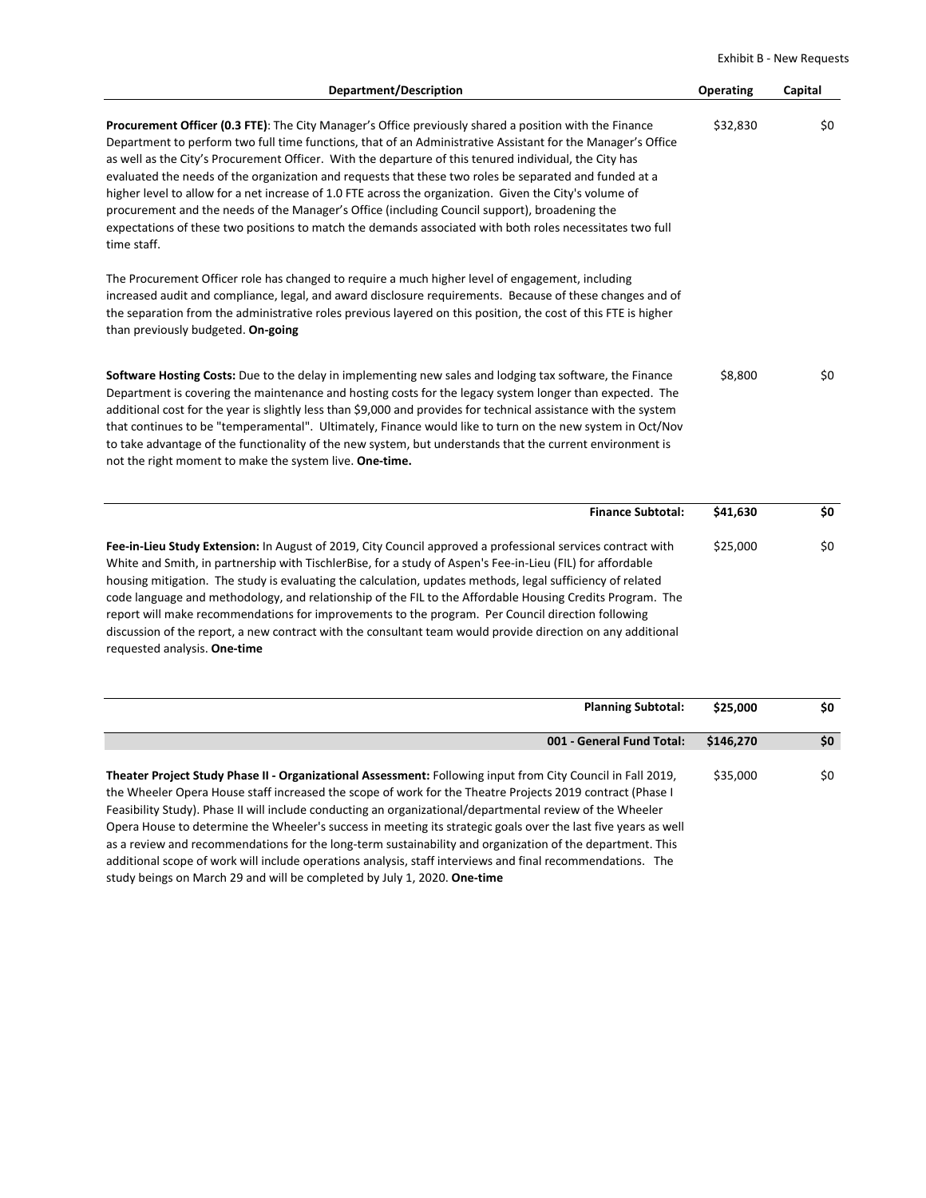Exhibit B - New Requests

| Department/Description | Operating | Capital |
|---|---|---|
| **Procurement Officer (0.3 FTE)**: The City Manager's Office previously shared a position with the Finance Department to perform two full time functions, that of an Administrative Assistant for the Manager's Office as well as the City's Procurement Officer. With the departure of this tenured individual, the City has evaluated the needs of the organization and requests that these two roles be separated and funded at a higher level to allow for a net increase of 1.0 FTE across the organization. Given the City's volume of procurement and the needs of the Manager's Office (including Council support), broadening the expectations of these two positions to match the demands associated with both roles necessitates two full time staff.<br><br>The Procurement Officer role has changed to require a much higher level of engagement, including increased audit and compliance, legal, and award disclosure requirements. Because of these changes and of the separation from the administrative roles previous layered on this position, the cost of this FTE is higher than previously budgeted. **On-going** | $32,830 | $0 |
| **Software Hosting Costs:** Due to the delay in implementing new sales and lodging tax software, the Finance Department is covering the maintenance and hosting costs for the legacy system longer than expected. The additional cost for the year is slightly less than $9,000 and provides for technical assistance with the system that continues to be "temperamental". Ultimately, Finance would like to turn on the new system in Oct/Nov to take advantage of the functionality of the new system, but understands that the current environment is not the right moment to make the system live. **One-time.** | $8,800 | $0 |
| **Finance Subtotal:** | **$41,630** | **$0** |
| **Fee-in-Lieu Study Extension:** In August of 2019, City Council approved a professional services contract with White and Smith, in partnership with TischlerBise, for a study of Aspen's Fee-in-Lieu (FIL) for affordable housing mitigation. The study is evaluating the calculation, updates methods, legal sufficiency of related code language and methodology, and relationship of the FIL to the Affordable Housing Credits Program. The report will make recommendations for improvements to the program. Per Council direction following discussion of the report, a new contract with the consultant team would provide direction on any additional requested analysis. **One-time** | $25,000 | $0 |
| **Planning Subtotal:** | **$25,000** | **$0** |
| **001 - General Fund Total:** | **$146,270** | **$0** |
| **Theater Project Study Phase II - Organizational Assessment:** Following input from City Council in Fall 2019, the Wheeler Opera House staff increased the scope of work for the Theatre Projects 2019 contract (Phase I Feasibility Study). Phase II will include conducting an organizational/departmental review of the Wheeler Opera House to determine the Wheeler's success in meeting its strategic goals over the last five years as well as a review and recommendations for the long-term sustainability and organization of the department. This additional scope of work will include operations analysis, staff interviews and final recommendations. The study beings on March 29 and will be completed by July 1, 2020. **One-time** | $35,000 | $0 |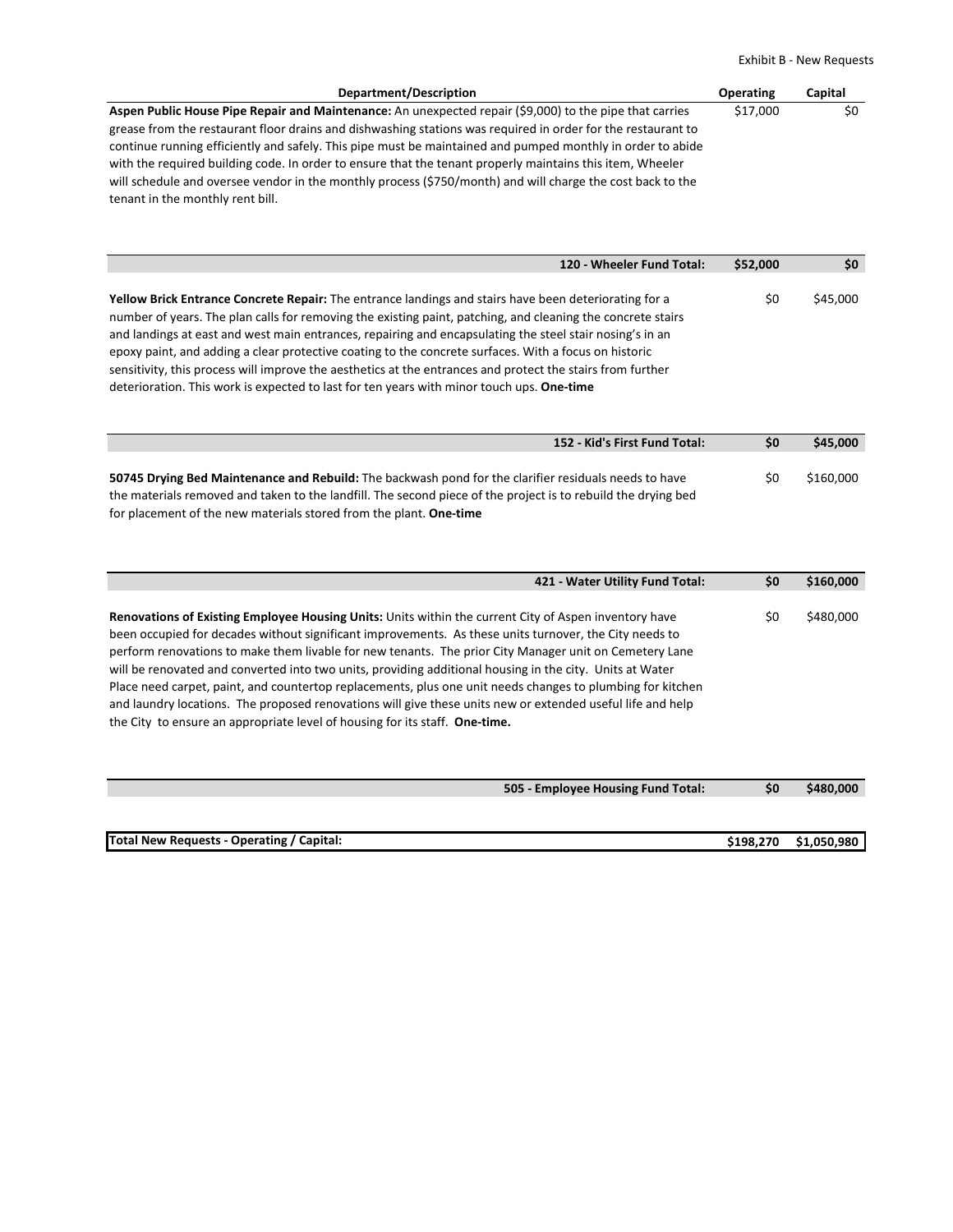Exhibit B - New Requests

| Department/Description | Operating | Capital |
|---|---|---|
| **Aspen Public House Pipe Repair and Maintenance:** An unexpected repair ($9,000) to the pipe that carries grease from the restaurant floor drains and dishwashing stations was required in order for the restaurant to continue running efficiently and safely. This pipe must be maintained and pumped monthly in order to abide with the required building code. In order to ensure that the tenant properly maintains this item, Wheeler will schedule and oversee vendor in the monthly process ($750/month) and will charge the cost back to the tenant in the monthly rent bill. | $17,000 | $0 |
| **120 - Wheeler Fund Total:** | **$52,000** | **$0** |
| **Yellow Brick Entrance Concrete Repair:** The entrance landings and stairs have been deteriorating for a number of years. The plan calls for removing the existing paint, patching, and cleaning the concrete stairs and landings at east and west main entrances, repairing and encapsulating the steel stair nosing's in an epoxy paint, and adding a clear protective coating to the concrete surfaces. With a focus on historic sensitivity, this process will improve the aesthetics at the entrances and protect the stairs from further deterioration. This work is expected to last for ten years with minor touch ups. **One-time** | $0 | $45,000 |
| **152 - Kid's First Fund Total:** | **$0** | **$45,000** |
| **50745 Drying Bed Maintenance and Rebuild:** The backwash pond for the clarifier residuals needs to have the materials removed and taken to the landfill. The second piece of the project is to rebuild the drying bed for placement of the new materials stored from the plant. **One-time** | $0 | $160,000 |
| **421 - Water Utility Fund Total:** | **$0** | **$160,000** |
| **Renovations of Existing Employee Housing Units:** Units within the current City of Aspen inventory have been occupied for decades without significant improvements. As these units turnover, the City needs to perform renovations to make them livable for new tenants. The prior City Manager unit on Cemetery Lane will be renovated and converted into two units, providing additional housing in the city. Units at Water Place need carpet, paint, and countertop replacements, plus one unit needs changes to plumbing for kitchen and laundry locations. The proposed renovations will give these units new or extended useful life and help the City to ensure an appropriate level of housing for its staff. **One-time.** | $0 | $480,000 |
| **505 - Employee Housing Fund Total:** | **$0** | **$480,000** |
| **Total New Requests - Operating / Capital:** | **$198,270** | **$1,050,980** |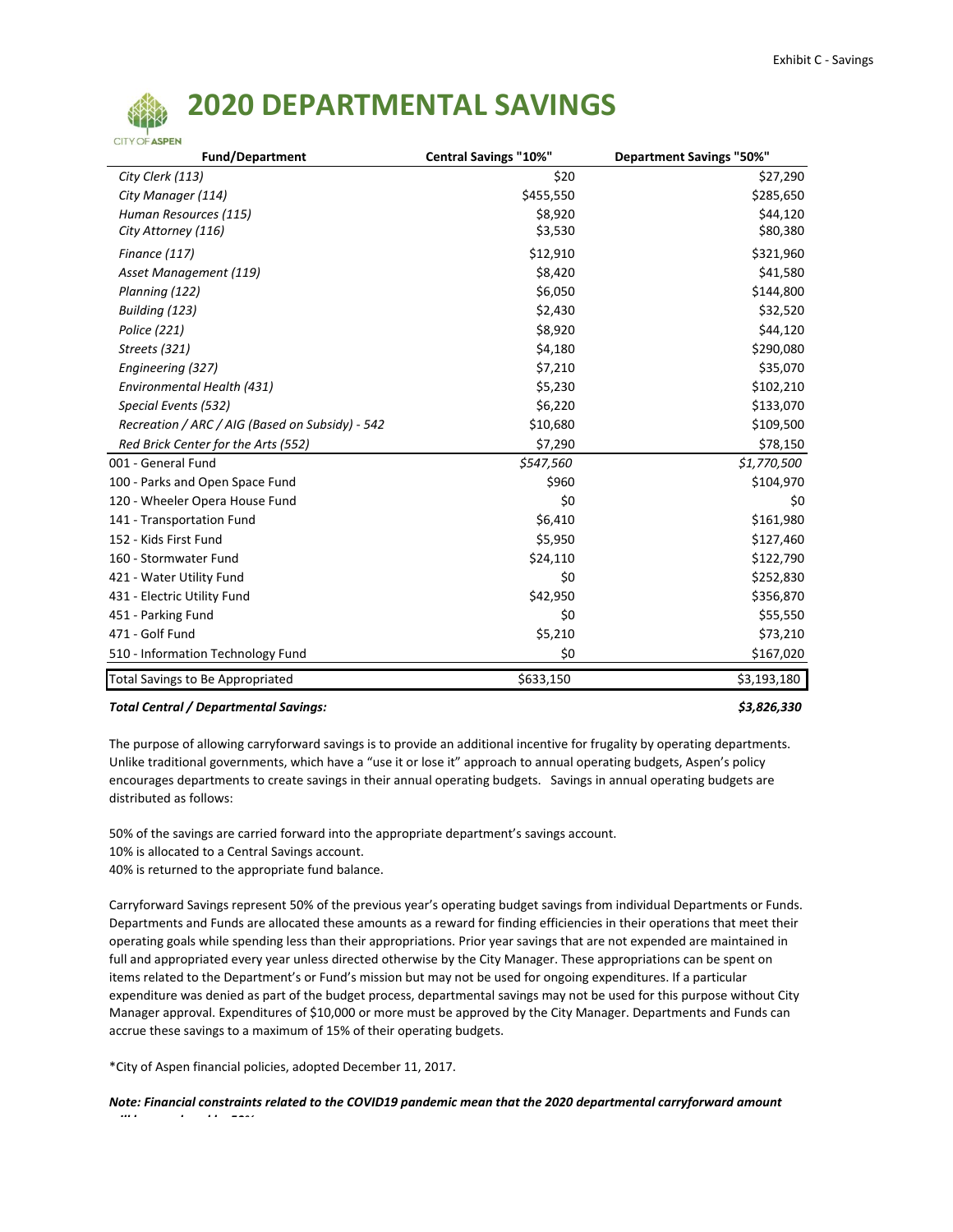# 2020 DEPARTMENTAL SAVINGS

CITY OF ASPEN

| Fund/Department | Central Savings "10%" | Department Savings "50%" |
|---|---|---|
| *City Clerk (113)* | $20 | $27,290 |
| *City Manager (114)* | $455,550 | $285,650 |
| *Human Resources (115)* | $8,920 | $44,120 |
| *City Attorney (116)* | $3,530 | $80,380 |
| *Finance (117)* | $12,910 | $321,960 |
| *Asset Management (119)* | $8,420 | $41,580 |
| *Planning (122)* | $6,050 | $144,800 |
| *Building (123)* | $2,430 | $32,520 |
| *Police (221)* | $8,920 | $44,120 |
| *Streets (321)* | $4,180 | $290,080 |
| *Engineering (327)* | $7,210 | $35,070 |
| *Environmental Health (431)* | $5,230 | $102,210 |
| *Special Events (532)* | $6,220 | $133,070 |
| *Recreation / ARC / AIG (Based on Subsidy) - 542* | $10,680 | $109,500 |
| *Red Brick Center for the Arts (552)* | $7,290 | $78,150 |
| 001 - General Fund | *$547,560* | *$1,770,500* |
| 100 - Parks and Open Space Fund | $960 | $104,970 |
| 120 - Wheeler Opera House Fund | $0 | $0 |
| 141 - Transportation Fund | $6,410 | $161,980 |
| 152 - Kids First Fund | $5,950 | $127,460 |
| 160 - Stormwater Fund | $24,110 | $122,790 |
| 421 - Water Utility Fund | $0 | $252,830 |
| 431 - Electric Utility Fund | $42,950 | $356,870 |
| 451 - Parking Fund | $0 | $55,550 |
| 471 - Golf Fund | $5,210 | $73,210 |
| 510 - Information Technology Fund | $0 | $167,020 |
| Total Savings to Be Appropriated | $633,150 | $3,193,180 |

***Total Central / Departmental Savings:*** ***$3,826,330***

The purpose of allowing carryforward savings is to provide an additional incentive for frugality by operating departments. Unlike traditional governments, which have a "use it or lose it" approach to annual operating budgets, Aspen's policy encourages departments to create savings in their annual operating budgets. Savings in annual operating budgets are distributed as follows:

50% of the savings are carried forward into the appropriate department's savings account.
10% is allocated to a Central Savings account.
40% is returned to the appropriate fund balance.

Carryforward Savings represent 50% of the previous year's operating budget savings from individual Departments or Funds. Departments and Funds are allocated these amounts as a reward for finding efficiencies in their operations that meet their operating goals while spending less than their appropriations. Prior year savings that are not expended are maintained in full and appropriated every year unless directed otherwise by the City Manager. These appropriations can be spent on items related to the Department's or Fund's mission but may not be used for ongoing expenditures. If a particular expenditure was denied as part of the budget process, departmental savings may not be used for this purpose without City Manager approval. Expenditures of $10,000 or more must be approved by the City Manager. Departments and Funds can accrue these savings to a maximum of 15% of their operating budgets.

*City of Aspen financial policies, adopted December 11, 2017.

***Note: Financial constraints related to the COVID19 pandemic mean that the 2020 departmental carryforward amount will be reduced by 50%***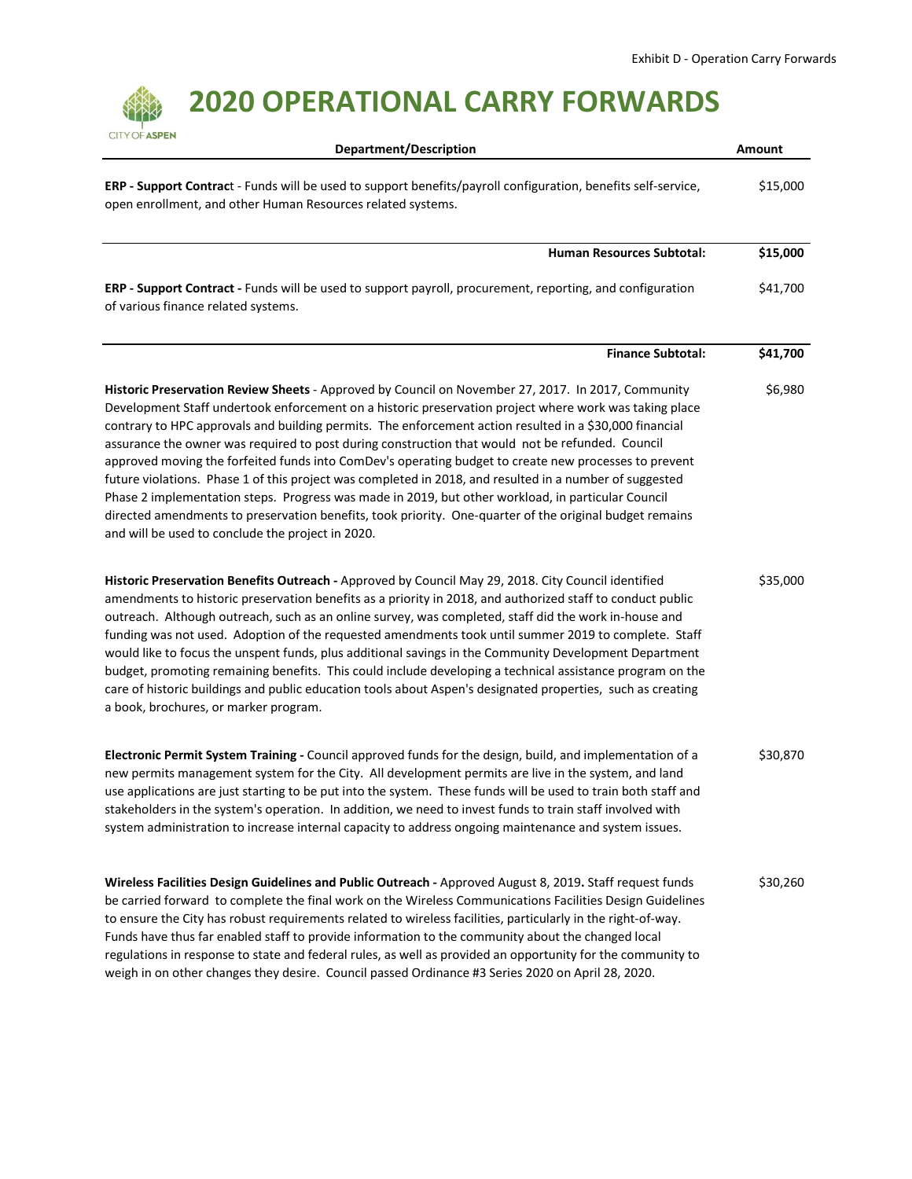Exhibit D - Operation Carry Forwards

# 2020 OPERATIONAL CARRY FORWARDS

| Department/Description | Amount |
|---|---|
| **ERP - Support Contract** - Funds will be used to support benefits/payroll configuration, benefits self-service, open enrollment, and other Human Resources related systems. | $15,000 |
| **Human Resources Subtotal:** | **$15,000** |
| **ERP - Support Contract -** Funds will be used to support payroll, procurement, reporting, and configuration of various finance related systems. | $41,700 |
| **Finance Subtotal:** | **$41,700** |
| **Historic Preservation Review Sheets** - Approved by Council on November 27, 2017. In 2017, Community Development Staff undertook enforcement on a historic preservation project where work was taking place contrary to HPC approvals and building permits. The enforcement action resulted in a $30,000 financial assurance the owner was required to post during construction that would not be refunded. Council approved moving the forfeited funds into ComDev's operating budget to create new processes to prevent future violations. Phase 1 of this project was completed in 2018, and resulted in a number of suggested Phase 2 implementation steps. Progress was made in 2019, but other workload, in particular Council directed amendments to preservation benefits, took priority. One-quarter of the original budget remains and will be used to conclude the project in 2020. | $6,980 |
| **Historic Preservation Benefits Outreach -** Approved by Council May 29, 2018. City Council identified amendments to historic preservation benefits as a priority in 2018, and authorized staff to conduct public outreach. Although outreach, such as an online survey, was completed, staff did the work in-house and funding was not used. Adoption of the requested amendments took until summer 2019 to complete. Staff would like to focus the unspent funds, plus additional savings in the Community Development Department budget, promoting remaining benefits. This could include developing a technical assistance program on the care of historic buildings and public education tools about Aspen's designated properties, such as creating a book, brochures, or marker program. | $35,000 |
| **Electronic Permit System Training -** Council approved funds for the design, build, and implementation of a new permits management system for the City. All development permits are live in the system, and land use applications are just starting to be put into the system. These funds will be used to train both staff and stakeholders in the system's operation. In addition, we need to invest funds to train staff involved with system administration to increase internal capacity to address ongoing maintenance and system issues. | $30,870 |
| **Wireless Facilities Design Guidelines and Public Outreach -** Approved August 8, 2019. Staff request funds be carried forward to complete the final work on the Wireless Communications Facilities Design Guidelines to ensure the City has robust requirements related to wireless facilities, particularly in the right-of-way. Funds have thus far enabled staff to provide information to the community about the changed local regulations in response to state and federal rules, as well as provided an opportunity for the community to weigh in on other changes they desire. Council passed Ordinance #3 Series 2020 on April 28, 2020. | $30,260 |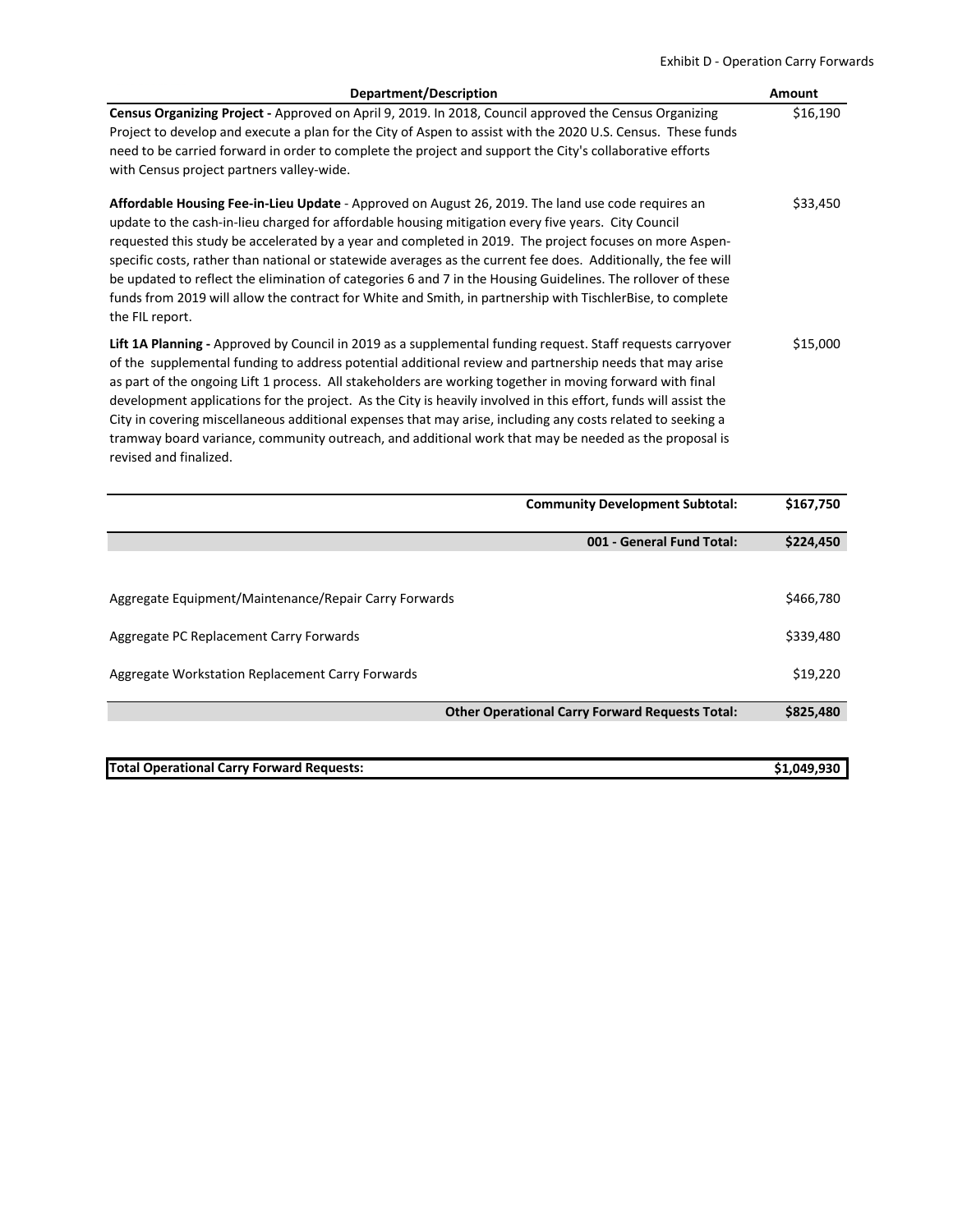Exhibit D - Operation Carry Forwards

| Department/Description | Amount |
| --- | --- |
| **Census Organizing Project -** Approved on April 9, 2019. In 2018, Council approved the Census Organizing Project to develop and execute a plan for the City of Aspen to assist with the 2020 U.S. Census. These funds need to be carried forward in order to complete the project and support the City's collaborative efforts with Census project partners valley-wide. | $16,190 |
| **Affordable Housing Fee-in-Lieu Update** - Approved on August 26, 2019. The land use code requires an update to the cash-in-lieu charged for affordable housing mitigation every five years. City Council requested this study be accelerated by a year and completed in 2019. The project focuses on more Aspen-specific costs, rather than national or statewide averages as the current fee does. Additionally, the fee will be updated to reflect the elimination of categories 6 and 7 in the Housing Guidelines. The rollover of these funds from 2019 will allow the contract for White and Smith, in partnership with TischlerBise, to complete the FIL report. | $33,450 |
| **Lift 1A Planning -** Approved by Council in 2019 as a supplemental funding request. Staff requests carryover of the supplemental funding to address potential additional review and partnership needs that may arise as part of the ongoing Lift 1 process. All stakeholders are working together in moving forward with final development applications for the project. As the City is heavily involved in this effort, funds will assist the City in covering miscellaneous additional expenses that may arise, including any costs related to seeking a tramway board variance, community outreach, and additional work that may be needed as the proposal is revised and finalized. | $15,000 |
| **Community Development Subtotal:** | **$167,750** |
| **001 - General Fund Total:** | **$224,450** |
| Aggregate Equipment/Maintenance/Repair Carry Forwards | $466,780 |
| Aggregate PC Replacement Carry Forwards | $339,480 |
| Aggregate Workstation Replacement Carry Forwards | $19,220 |
| **Other Operational Carry Forward Requests Total:** | **$825,480** |
| **Total Operational Carry Forward Requests:** | **$1,049,930** |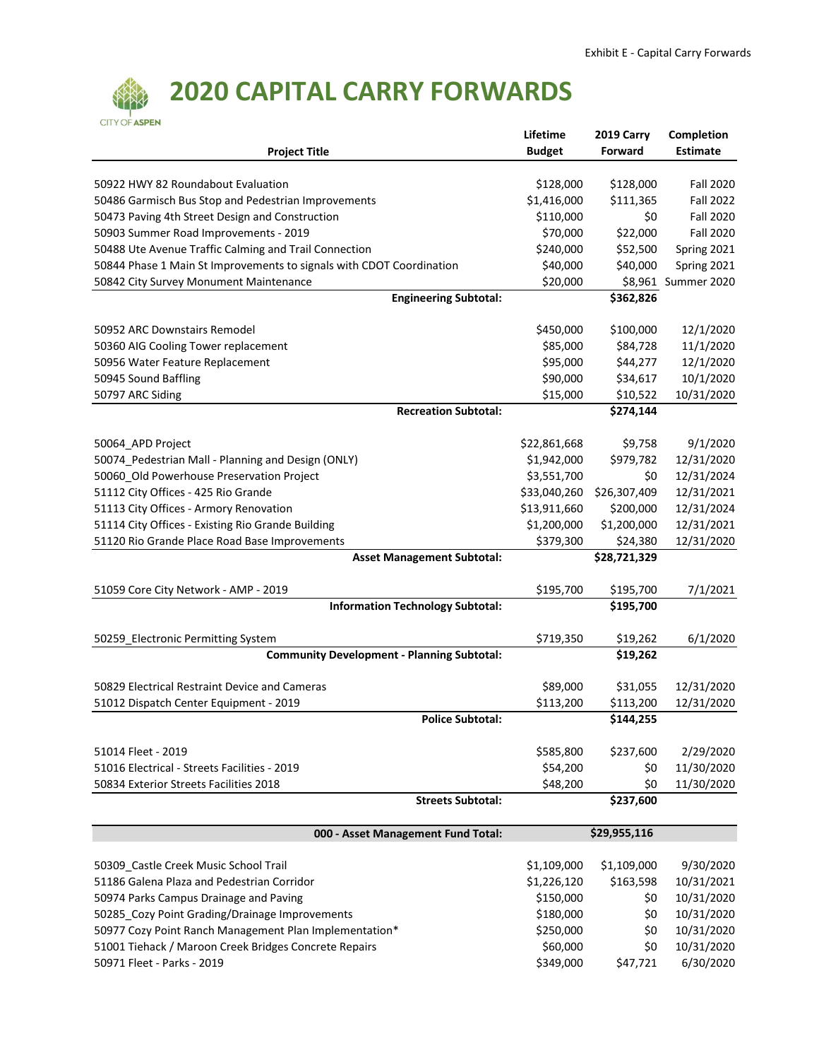Exhibit E - Capital Carry Forwards

# 2020 CAPITAL CARRY FORWARDS

| Project Title | Lifetime Budget | 2019 Carry Forward | Completion Estimate |
|---|---|---|---|
| 50922 HWY 82 Roundabout Evaluation | $128,000 | $128,000 | Fall 2020 |
| 50486 Garmisch Bus Stop and Pedestrian Improvements | $1,416,000 | $111,365 | Fall 2022 |
| 50473 Paving 4th Street Design and Construction | $110,000 | $0 | Fall 2020 |
| 50903 Summer Road Improvements - 2019 | $70,000 | $22,000 | Fall 2020 |
| 50488 Ute Avenue Traffic Calming and Trail Connection | $240,000 | $52,500 | Spring 2021 |
| 50844 Phase 1 Main St Improvements to signals with CDOT Coordination | $40,000 | $40,000 | Spring 2021 |
| 50842 City Survey Monument Maintenance | $20,000 | $8,961 | Summer 2020 |
| **Engineering Subtotal:** | | **$362,826** | |
| 50952 ARC Downstairs Remodel | $450,000 | $100,000 | 12/1/2020 |
| 50360 AIG Cooling Tower replacement | $85,000 | $84,728 | 11/1/2020 |
| 50956 Water Feature Replacement | $95,000 | $44,277 | 12/1/2020 |
| 50945 Sound Baffling | $90,000 | $34,617 | 10/1/2020 |
| 50797 ARC Siding | $15,000 | $10,522 | 10/31/2020 |
| **Recreation Subtotal:** | | **$274,144** | |
| 50064_APD Project | $22,861,668 | $9,758 | 9/1/2020 |
| 50074_Pedestrian Mall - Planning and Design (ONLY) | $1,942,000 | $979,782 | 12/31/2020 |
| 50060_Old Powerhouse Preservation Project | $3,551,700 | $0 | 12/31/2024 |
| 51112 City Offices - 425 Rio Grande | $33,040,260 | $26,307,409 | 12/31/2021 |
| 51113 City Offices - Armory Renovation | $13,911,660 | $200,000 | 12/31/2024 |
| 51114 City Offices - Existing Rio Grande Building | $1,200,000 | $1,200,000 | 12/31/2021 |
| 51120 Rio Grande Place Road Base Improvements | $379,300 | $24,380 | 12/31/2020 |
| **Asset Management Subtotal:** | | **$28,721,329** | |
| 51059 Core City Network - AMP - 2019 | $195,700 | $195,700 | 7/1/2021 |
| **Information Technology Subtotal:** | | **$195,700** | |
| 50259_Electronic Permitting System | $719,350 | $19,262 | 6/1/2020 |
| **Community Development - Planning Subtotal:** | | **$19,262** | |
| 50829 Electrical Restraint Device and Cameras | $89,000 | $31,055 | 12/31/2020 |
| 51012 Dispatch Center Equipment - 2019 | $113,200 | $113,200 | 12/31/2020 |
| **Police Subtotal:** | | **$144,255** | |
| 51014 Fleet - 2019 | $585,800 | $237,600 | 2/29/2020 |
| 51016 Electrical - Streets Facilities - 2019 | $54,200 | $0 | 11/30/2020 |
| 50834 Exterior Streets Facilities 2018 | $48,200 | $0 | 11/30/2020 |
| **Streets Subtotal:** | | **$237,600** | |
| **000 - Asset Management Fund Total:** | | **$29,955,116** | |
| 50309_Castle Creek Music School Trail | $1,109,000 | $1,109,000 | 9/30/2020 |
| 51186 Galena Plaza and Pedestrian Corridor | $1,226,120 | $163,598 | 10/31/2021 |
| 50974 Parks Campus Drainage and Paving | $150,000 | $0 | 10/31/2020 |
| 50285_Cozy Point Grading/Drainage Improvements | $180,000 | $0 | 10/31/2020 |
| 50977 Cozy Point Ranch Management Plan Implementation* | $250,000 | $0 | 10/31/2020 |
| 51001 Tiehack / Maroon Creek Bridges Concrete Repairs | $60,000 | $0 | 10/31/2020 |
| 50971 Fleet - Parks - 2019 | $349,000 | $47,721 | 6/30/2020 |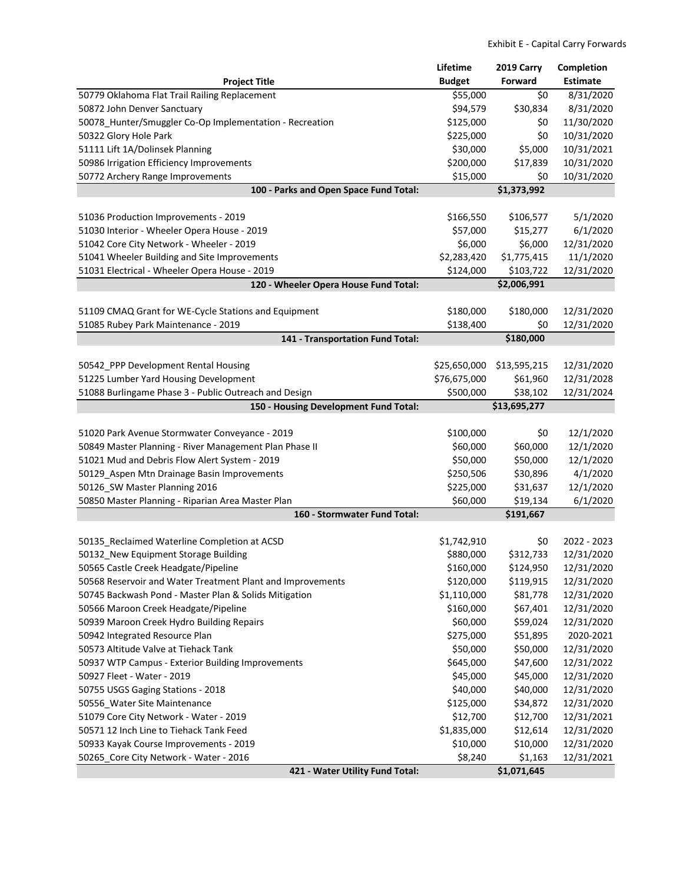Exhibit E - Capital Carry Forwards

| Project Title | Lifetime Budget | 2019 Carry Forward | Completion Estimate |
|---|---|---|---|
| 50779 Oklahoma Flat Trail Railing Replacement | $55,000 | $0 | 8/31/2020 |
| 50872 John Denver Sanctuary | $94,579 | $30,834 | 8/31/2020 |
| 50078_Hunter/Smuggler Co-Op Implementation - Recreation | $125,000 | $0 | 11/30/2020 |
| 50322 Glory Hole Park | $225,000 | $0 | 10/31/2020 |
| 51111 Lift 1A/Dolinsek Planning | $30,000 | $5,000 | 10/31/2021 |
| 50986 Irrigation Efficiency Improvements | $200,000 | $17,839 | 10/31/2020 |
| 50772 Archery Range Improvements | $15,000 | $0 | 10/31/2020 |
| **100 - Parks and Open Space Fund Total:** | | **$1,373,992** | |
| | | | |
| 51036 Production Improvements - 2019 | $166,550 | $106,577 | 5/1/2020 |
| 51030 Interior - Wheeler Opera House - 2019 | $57,000 | $15,277 | 6/1/2020 |
| 51042 Core City Network - Wheeler - 2019 | $6,000 | $6,000 | 12/31/2020 |
| 51041 Wheeler Building and Site Improvements | $2,283,420 | $1,775,415 | 11/1/2020 |
| 51031 Electrical - Wheeler Opera House - 2019 | $124,000 | $103,722 | 12/31/2020 |
| **120 - Wheeler Opera House Fund Total:** | | **$2,006,991** | |
| | | | |
| 51109 CMAQ Grant for WE-Cycle Stations and Equipment | $180,000 | $180,000 | 12/31/2020 |
| 51085 Rubey Park Maintenance - 2019 | $138,400 | $0 | 12/31/2020 |
| **141 - Transportation Fund Total:** | | **$180,000** | |
| | | | |
| 50542_PPP Development Rental Housing | $25,650,000 | $13,595,215 | 12/31/2020 |
| 51225 Lumber Yard Housing Development | $76,675,000 | $61,960 | 12/31/2028 |
| 51088 Burlingame Phase 3 - Public Outreach and Design | $500,000 | $38,102 | 12/31/2024 |
| **150 - Housing Development Fund Total:** | | **$13,695,277** | |
| | | | |
| 51020 Park Avenue Stormwater Conveyance - 2019 | $100,000 | $0 | 12/1/2020 |
| 50849 Master Planning - River Management Plan Phase II | $60,000 | $60,000 | 12/1/2020 |
| 51021 Mud and Debris Flow Alert System - 2019 | $50,000 | $50,000 | 12/1/2020 |
| 50129_Aspen Mtn Drainage Basin Improvements | $250,506 | $30,896 | 4/1/2020 |
| 50126_SW Master Planning 2016 | $225,000 | $31,637 | 12/1/2020 |
| 50850 Master Planning - Riparian Area Master Plan | $60,000 | $19,134 | 6/1/2020 |
| **160 - Stormwater Fund Total:** | | **$191,667** | |
| | | | |
| 50135_Reclaimed Waterline Completion at ACSD | $1,742,910 | $0 | 2022 - 2023 |
| 50132_New Equipment Storage Building | $880,000 | $312,733 | 12/31/2020 |
| 50565 Castle Creek Headgate/Pipeline | $160,000 | $124,950 | 12/31/2020 |
| 50568 Reservoir and Water Treatment Plant and Improvements | $120,000 | $119,915 | 12/31/2020 |
| 50745 Backwash Pond - Master Plan & Solids Mitigation | $1,110,000 | $81,778 | 12/31/2020 |
| 50566 Maroon Creek Headgate/Pipeline | $160,000 | $67,401 | 12/31/2020 |
| 50939 Maroon Creek Hydro Building Repairs | $60,000 | $59,024 | 12/31/2020 |
| 50942 Integrated Resource Plan | $275,000 | $51,895 | 2020-2021 |
| 50573 Altitude Valve at Tiehack Tank | $50,000 | $50,000 | 12/31/2020 |
| 50937 WTP Campus - Exterior Building Improvements | $645,000 | $47,600 | 12/31/2022 |
| 50927 Fleet - Water - 2019 | $45,000 | $45,000 | 12/31/2020 |
| 50755 USGS Gaging Stations - 2018 | $40,000 | $40,000 | 12/31/2020 |
| 50556_Water Site Maintenance | $125,000 | $34,872 | 12/31/2020 |
| 51079 Core City Network - Water - 2019 | $12,700 | $12,700 | 12/31/2021 |
| 50571 12 Inch Line to Tiehack Tank Feed | $1,835,000 | $12,614 | 12/31/2020 |
| 50933 Kayak Course Improvements - 2019 | $10,000 | $10,000 | 12/31/2020 |
| 50265_Core City Network - Water - 2016 | $8,240 | $1,163 | 12/31/2021 |
| **421 - Water Utility Fund Total:** | | **$1,071,645** | |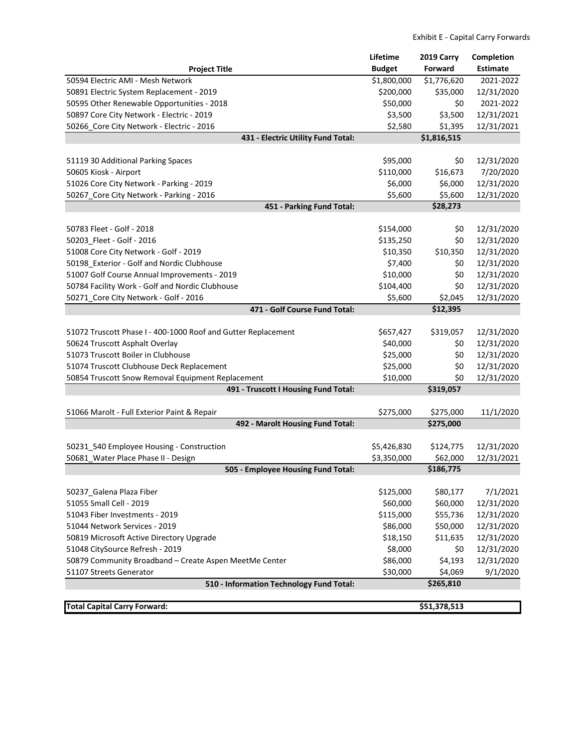Exhibit E - Capital Carry Forwards

| Project Title | Lifetime Budget | 2019 Carry Forward | Completion Estimate |
|---|---|---|---|
| 50594 Electric AMI - Mesh Network | $1,800,000 | $1,776,620 | 2021-2022 |
| 50891 Electric System Replacement - 2019 | $200,000 | $35,000 | 12/31/2020 |
| 50595 Other Renewable Opportunities - 2018 | $50,000 | $0 | 2021-2022 |
| 50897 Core City Network - Electric - 2019 | $3,500 | $3,500 | 12/31/2021 |
| 50266_Core City Network - Electric - 2016 | $2,580 | $1,395 | 12/31/2021 |
| **431 - Electric Utility Fund Total:** | | **$1,816,515** | |
| | | | |
| 51119 30 Additional Parking Spaces | $95,000 | $0 | 12/31/2020 |
| 50605 Kiosk - Airport | $110,000 | $16,673 | 7/20/2020 |
| 51026 Core City Network - Parking - 2019 | $6,000 | $6,000 | 12/31/2020 |
| 50267_Core City Network - Parking - 2016 | $5,600 | $5,600 | 12/31/2020 |
| **451 - Parking Fund Total:** | | **$28,273** | |
| | | | |
| 50783 Fleet - Golf - 2018 | $154,000 | $0 | 12/31/2020 |
| 50203_Fleet - Golf - 2016 | $135,250 | $0 | 12/31/2020 |
| 51008 Core City Network - Golf - 2019 | $10,350 | $10,350 | 12/31/2020 |
| 50198_Exterior - Golf and Nordic Clubhouse | $7,400 | $0 | 12/31/2020 |
| 51007 Golf Course Annual Improvements - 2019 | $10,000 | $0 | 12/31/2020 |
| 50784 Facility Work - Golf and Nordic Clubhouse | $104,400 | $0 | 12/31/2020 |
| 50271_Core City Network - Golf - 2016 | $5,600 | $2,045 | 12/31/2020 |
| **471 - Golf Course Fund Total:** | | **$12,395** | |
| | | | |
| 51072 Truscott Phase I - 400-1000 Roof and Gutter Replacement | $657,427 | $319,057 | 12/31/2020 |
| 50624 Truscott Asphalt Overlay | $40,000 | $0 | 12/31/2020 |
| 51073 Truscott Boiler in Clubhouse | $25,000 | $0 | 12/31/2020 |
| 51074 Truscott Clubhouse Deck Replacement | $25,000 | $0 | 12/31/2020 |
| 50854 Truscott Snow Removal Equipment Replacement | $10,000 | $0 | 12/31/2020 |
| **491 - Truscott I Housing Fund Total:** | | **$319,057** | |
| | | | |
| 51066 Marolt - Full Exterior Paint & Repair | $275,000 | $275,000 | 11/1/2020 |
| **492 - Marolt Housing Fund Total:** | | **$275,000** | |
| | | | |
| 50231_540 Employee Housing - Construction | $5,426,830 | $124,775 | 12/31/2020 |
| 50681_Water Place Phase II - Design | $3,350,000 | $62,000 | 12/31/2021 |
| **505 - Employee Housing Fund Total:** | | **$186,775** | |
| | | | |
| 50237_Galena Plaza Fiber | $125,000 | $80,177 | 7/1/2021 |
| 51055 Small Cell - 2019 | $60,000 | $60,000 | 12/31/2020 |
| 51043 Fiber Investments - 2019 | $115,000 | $55,736 | 12/31/2020 |
| 51044 Network Services - 2019 | $86,000 | $50,000 | 12/31/2020 |
| 50819 Microsoft Active Directory Upgrade | $18,150 | $11,635 | 12/31/2020 |
| 51048 CitySource Refresh - 2019 | $8,000 | $0 | 12/31/2020 |
| 50879 Community Broadband – Create Aspen MeetMe Center | $86,000 | $4,193 | 12/31/2020 |
| 51107 Streets Generator | $30,000 | $4,069 | 9/1/2020 |
| **510 - Information Technology Fund Total:** | | **$265,810** | |
| | | | |
| **Total Capital Carry Forward:** | | **$51,378,513** | |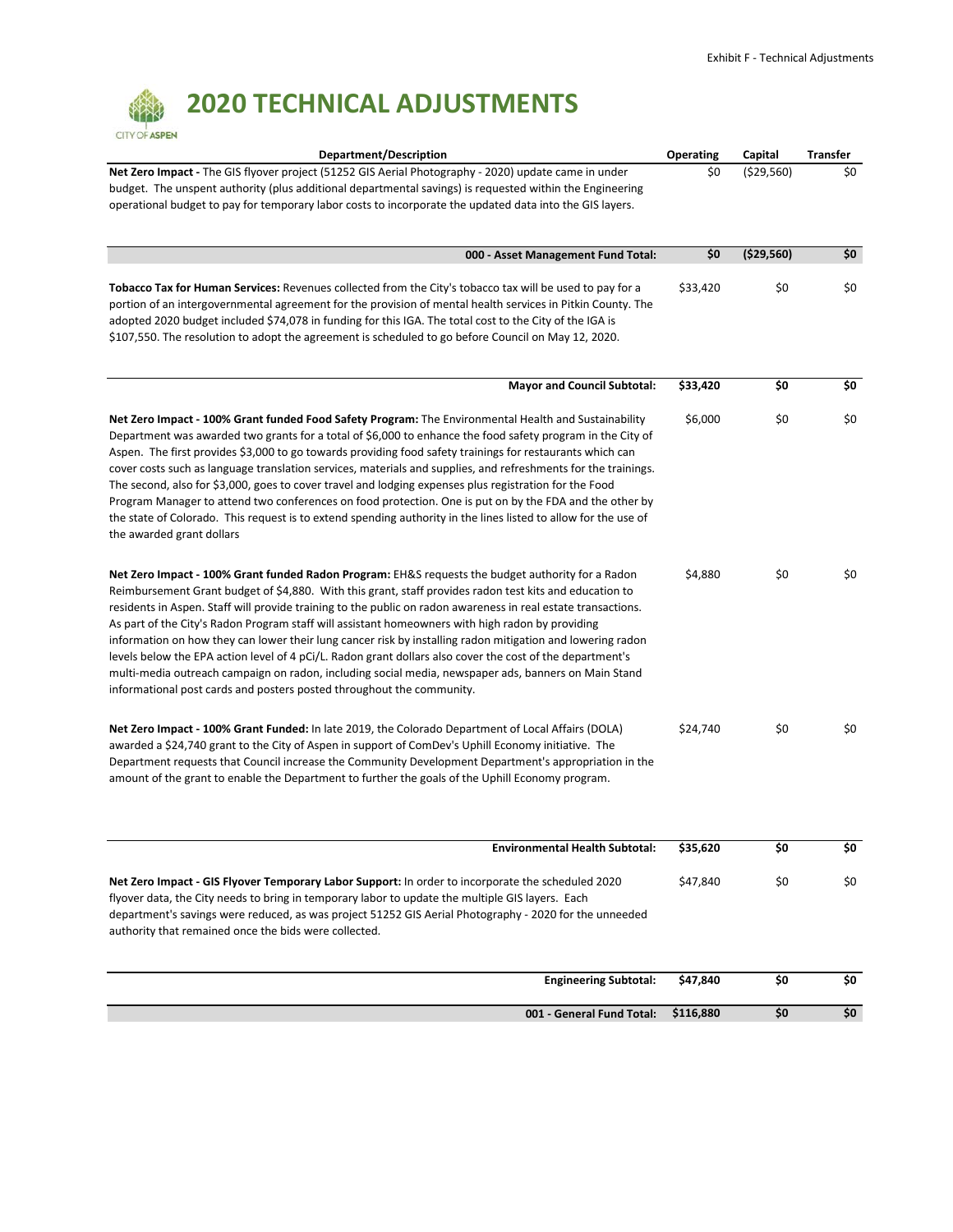# 2020 TECHNICAL ADJUSTMENTS

CITY OF ASPEN

| Department/Description | Operating | Capital | Transfer |
|---|---|---|---|
| **Net Zero Impact -** The GIS flyover project (51252 GIS Aerial Photography - 2020) update came in under budget. The unspent authority (plus additional departmental savings) is requested within the Engineering operational budget to pay for temporary labor costs to incorporate the updated data into the GIS layers. | $0 | ($29,560) | $0 |
| **000 - Asset Management Fund Total:** | **$0** | **($29,560)** | **$0** |
| **Tobacco Tax for Human Services:** Revenues collected from the City's tobacco tax will be used to pay for a portion of an intergovernmental agreement for the provision of mental health services in Pitkin County. The adopted 2020 budget included $74,078 in funding for this IGA. The total cost to the City of the IGA is $107,550. The resolution to adopt the agreement is scheduled to go before Council on May 12, 2020. | $33,420 | $0 | $0 |
| **Mayor and Council Subtotal:** | **$33,420** | **$0** | **$0** |
| **Net Zero Impact - 100% Grant funded Food Safety Program:** The Environmental Health and Sustainability Department was awarded two grants for a total of $6,000 to enhance the food safety program in the City of Aspen. The first provides $3,000 to go towards providing food safety trainings for restaurants which can cover costs such as language translation services, materials and supplies, and refreshments for the trainings. The second, also for $3,000, goes to cover travel and lodging expenses plus registration for the Food Program Manager to attend two conferences on food protection. One is put on by the FDA and the other by the state of Colorado. This request is to extend spending authority in the lines listed to allow for the use of the awarded grant dollars | $6,000 | $0 | $0 |
| **Net Zero Impact - 100% Grant funded Radon Program:** EH&S requests the budget authority for a Radon Reimbursement Grant budget of $4,880. With this grant, staff provides radon test kits and education to residents in Aspen. Staff will provide training to the public on radon awareness in real estate transactions. As part of the City's Radon Program staff will assistant homeowners with high radon by providing information on how they can lower their lung cancer risk by installing radon mitigation and lowering radon levels below the EPA action level of 4 pCi/L. Radon grant dollars also cover the cost of the department's multi-media outreach campaign on radon, including social media, newspaper ads, banners on Main Stand informational post cards and posters posted throughout the community. | $4,880 | $0 | $0 |
| **Net Zero Impact - 100% Grant Funded:** In late 2019, the Colorado Department of Local Affairs (DOLA) awarded a $24,740 grant to the City of Aspen in support of ComDev's Uphill Economy initiative. The Department requests that Council increase the Community Development Department's appropriation in the amount of the grant to enable the Department to further the goals of the Uphill Economy program. | $24,740 | $0 | $0 |
| **Environmental Health Subtotal:** | **$35,620** | **$0** | **$0** |
| **Net Zero Impact - GIS Flyover Temporary Labor Support:** In order to incorporate the scheduled 2020 flyover data, the City needs to bring in temporary labor to update the multiple GIS layers. Each department's savings were reduced, as was project 51252 GIS Aerial Photography - 2020 for the unneeded authority that remained once the bids were collected. | $47,840 | $0 | $0 |
| **Engineering Subtotal:** | **$47,840** | **$0** | **$0** |
| **001 - General Fund Total:** | **$116,880** | **$0** | **$0** |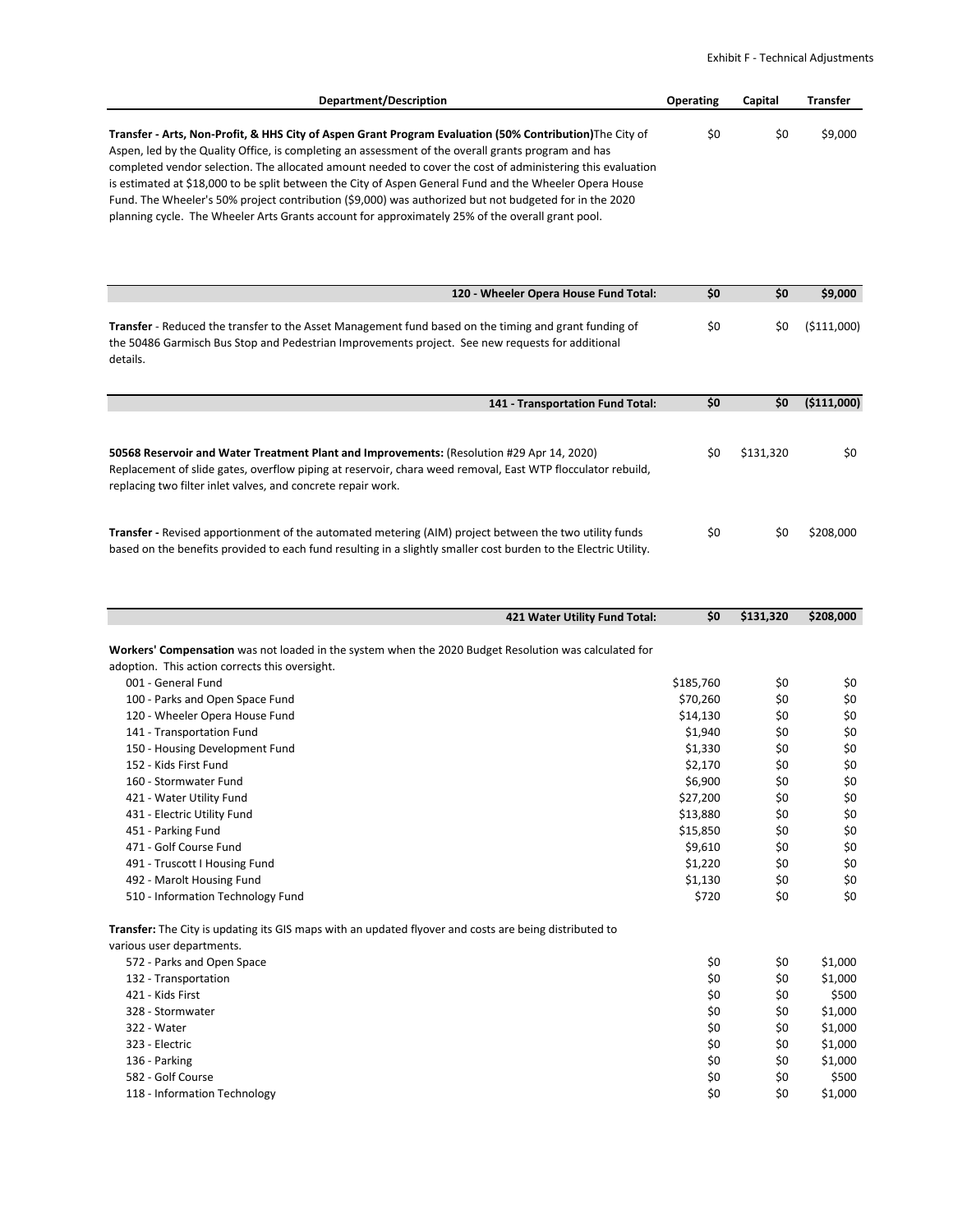| Department/Description | Operating | Capital | Transfer |
|---|---|---|---|
| **Transfer - Arts, Non-Profit, & HHS City of Aspen Grant Program Evaluation (50% Contribution)** The City of Aspen, led by the Quality Office, is completing an assessment of the overall grants program and has completed vendor selection. The allocated amount needed to cover the cost of administering this evaluation is estimated at $18,000 to be split between the City of Aspen General Fund and the Wheeler Opera House Fund. The Wheeler's 50% project contribution ($9,000) was authorized but not budgeted for in the 2020 planning cycle. The Wheeler Arts Grants account for approximately 25% of the overall grant pool. | $0 | $0 | $9,000 |
| **120 - Wheeler Opera House Fund Total:** | **$0** | **$0** | **$9,000** |
| **Transfer** - Reduced the transfer to the Asset Management fund based on the timing and grant funding of the 50486 Garmisch Bus Stop and Pedestrian Improvements project. See new requests for additional details. | $0 | $0 | ($111,000) |
| **141 - Transportation Fund Total:** | **$0** | **$0** | **($111,000)** |
| **50568 Reservoir and Water Treatment Plant and Improvements:** (Resolution #29 Apr 14, 2020) Replacement of slide gates, overflow piping at reservoir, chara weed removal, East WTP flocculator rebuild, replacing two filter inlet valves, and concrete repair work. | $0 | $131,320 | $0 |
| **Transfer -** Revised apportionment of the automated metering (AIM) project between the two utility funds based on the benefits provided to each fund resulting in a slightly smaller cost burden to the Electric Utility. | $0 | $0 | $208,000 |
| **421 Water Utility Fund Total:** | **$0** | **$131,320** | **$208,000** |
| **Workers' Compensation** was not loaded in the system when the 2020 Budget Resolution was calculated for adoption. This action corrects this oversight. | | | |
| 001 - General Fund | $185,760 | $0 | $0 |
| 100 - Parks and Open Space Fund | $70,260 | $0 | $0 |
| 120 - Wheeler Opera House Fund | $14,130 | $0 | $0 |
| 141 - Transportation Fund | $1,940 | $0 | $0 |
| 150 - Housing Development Fund | $1,330 | $0 | $0 |
| 152 - Kids First Fund | $2,170 | $0 | $0 |
| 160 - Stormwater Fund | $6,900 | $0 | $0 |
| 421 - Water Utility Fund | $27,200 | $0 | $0 |
| 431 - Electric Utility Fund | $13,880 | $0 | $0 |
| 451 - Parking Fund | $15,850 | $0 | $0 |
| 471 - Golf Course Fund | $9,610 | $0 | $0 |
| 491 - Truscott I Housing Fund | $1,220 | $0 | $0 |
| 492 - Marolt Housing Fund | $1,130 | $0 | $0 |
| 510 - Information Technology Fund | $720 | $0 | $0 |
| **Transfer:** The City is updating its GIS maps with an updated flyover and costs are being distributed to various user departments. | | | |
| 572 - Parks and Open Space | $0 | $0 | $1,000 |
| 132 - Transportation | $0 | $0 | $1,000 |
| 421 - Kids First | $0 | $0 | $500 |
| 328 - Stormwater | $0 | $0 | $1,000 |
| 322 - Water | $0 | $0 | $1,000 |
| 323 - Electric | $0 | $0 | $1,000 |
| 136 - Parking | $0 | $0 | $1,000 |
| 582 - Golf Course | $0 | $0 | $500 |
| 118 - Information Technology | $0 | $0 | $1,000 |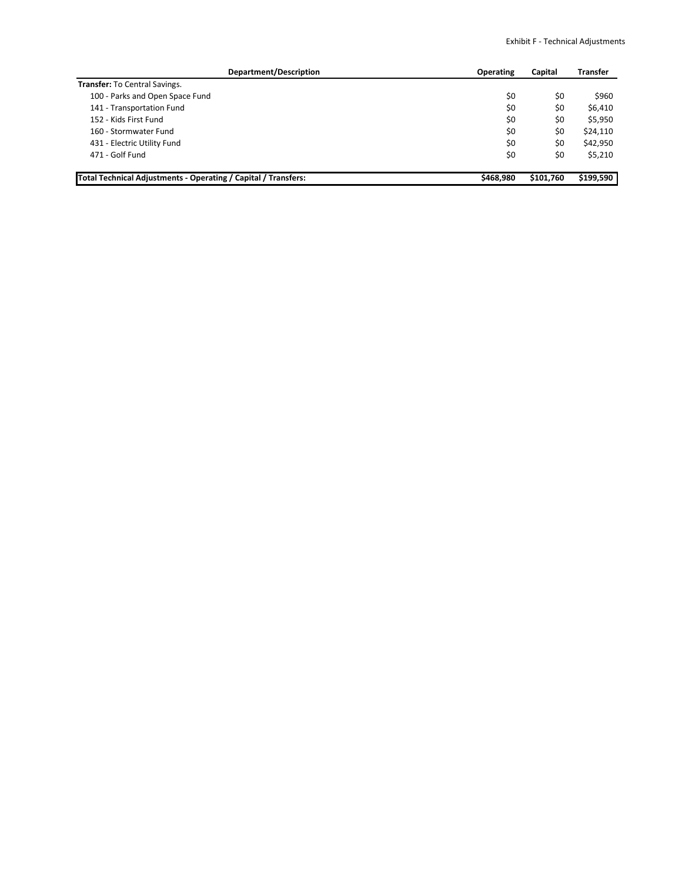| Department/Description | Operating | Capital | Transfer |
|---|---|---|---|
| **Transfer:** To Central Savings. | | | |
| 100 - Parks and Open Space Fund | $0 | $0 | $960 |
| 141 - Transportation Fund | $0 | $0 | $6,410 |
| 152 - Kids First Fund | $0 | $0 | $5,950 |
| 160 - Stormwater Fund | $0 | $0 | $24,110 |
| 431 - Electric Utility Fund | $0 | $0 | $42,950 |
| 471 - Golf Fund | $0 | $0 | $5,210 |
| **Total Technical Adjustments - Operating / Capital / Transfers:** | **$468,980** | **$101,760** | **$199,590** |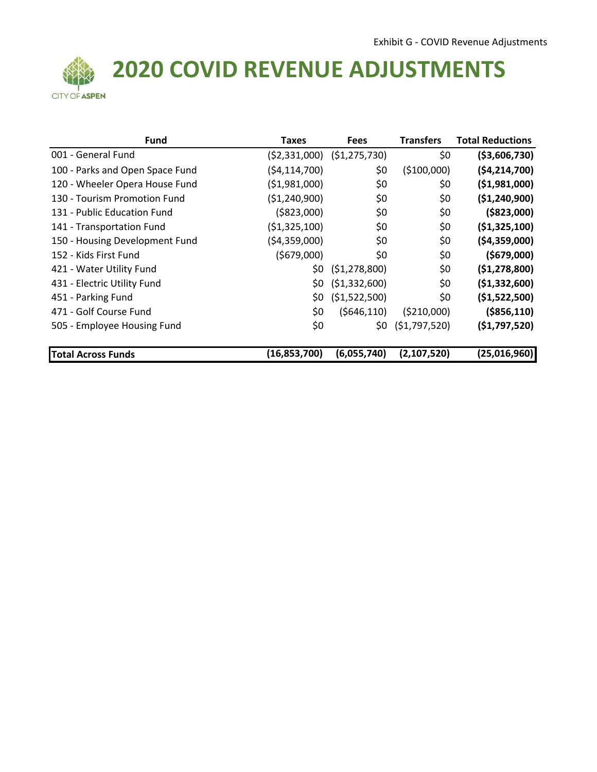Exhibit G - COVID Revenue Adjustments

# 2020 COVID REVENUE ADJUSTMENTS

CITY OF ASPEN

| Fund | Taxes | Fees | Transfers | Total Reductions |
|---|---|---|---|---|
| 001 - General Fund | ($2,331,000) | ($1,275,730) | $0 | **($3,606,730)** |
| 100 - Parks and Open Space Fund | ($4,114,700) | $0 | ($100,000) | **($4,214,700)** |
| 120 - Wheeler Opera House Fund | ($1,981,000) | $0 | $0 | **($1,981,000)** |
| 130 - Tourism Promotion Fund | ($1,240,900) | $0 | $0 | **($1,240,900)** |
| 131 - Public Education Fund | ($823,000) | $0 | $0 | **($823,000)** |
| 141 - Transportation Fund | ($1,325,100) | $0 | $0 | **($1,325,100)** |
| 150 - Housing Development Fund | ($4,359,000) | $0 | $0 | **($4,359,000)** |
| 152 - Kids First Fund | ($679,000) | $0 | $0 | **($679,000)** |
| 421 - Water Utility Fund | $0 | ($1,278,800) | $0 | **($1,278,800)** |
| 431 - Electric Utility Fund | $0 | ($1,332,600) | $0 | **($1,332,600)** |
| 451 - Parking Fund | $0 | ($1,522,500) | $0 | **($1,522,500)** |
| 471 - Golf Course Fund | $0 | ($646,110) | ($210,000) | **($856,110)** |
| 505 - Employee Housing Fund | $0 | $0 | ($1,797,520) | **($1,797,520)** |
| **Total Across Funds** | **(16,853,700)** | **(6,055,740)** | **(2,107,520)** | **(25,016,960)** |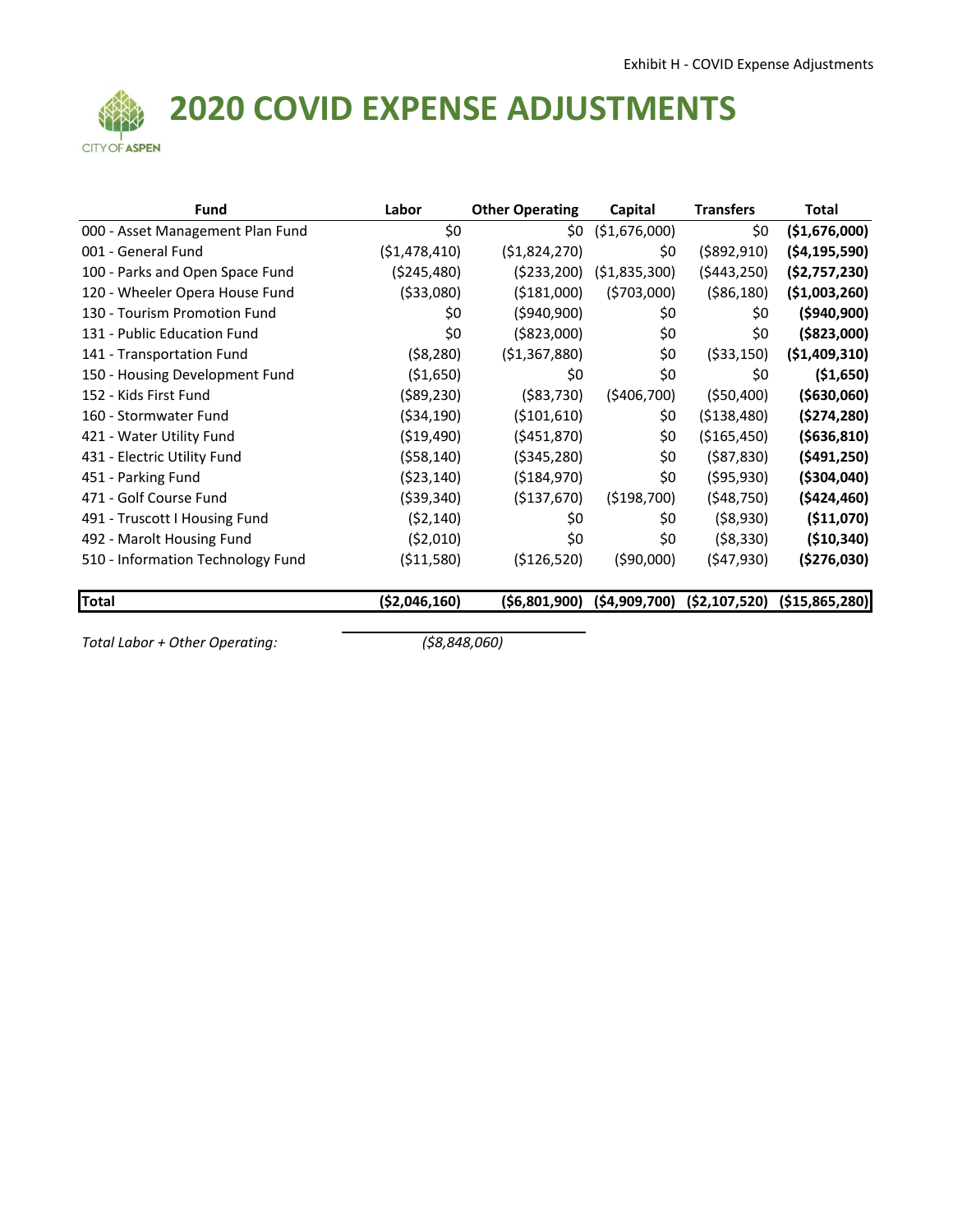Exhibit H - COVID Expense Adjustments

CITY OF ASPEN

# 2020 COVID EXPENSE ADJUSTMENTS

| Fund | Labor | Other Operating | Capital | Transfers | Total |
|---|---|---|---|---|---|
| 000 - Asset Management Plan Fund | $0 | $0 | ($1,676,000) | $0 | **($1,676,000)** |
| 001 - General Fund | ($1,478,410) | ($1,824,270) | $0 | ($892,910) | **($4,195,590)** |
| 100 - Parks and Open Space Fund | ($245,480) | ($233,200) | ($1,835,300) | ($443,250) | **($2,757,230)** |
| 120 - Wheeler Opera House Fund | ($33,080) | ($181,000) | ($703,000) | ($86,180) | **($1,003,260)** |
| 130 - Tourism Promotion Fund | $0 | ($940,900) | $0 | $0 | **($940,900)** |
| 131 - Public Education Fund | $0 | ($823,000) | $0 | $0 | **($823,000)** |
| 141 - Transportation Fund | ($8,280) | ($1,367,880) | $0 | ($33,150) | **($1,409,310)** |
| 150 - Housing Development Fund | ($1,650) | $0 | $0 | $0 | **($1,650)** |
| 152 - Kids First Fund | ($89,230) | ($83,730) | ($406,700) | ($50,400) | **($630,060)** |
| 160 - Stormwater Fund | ($34,190) | ($101,610) | $0 | ($138,480) | **($274,280)** |
| 421 - Water Utility Fund | ($19,490) | ($451,870) | $0 | ($165,450) | **($636,810)** |
| 431 - Electric Utility Fund | ($58,140) | ($345,280) | $0 | ($87,830) | **($491,250)** |
| 451 - Parking Fund | ($23,140) | ($184,970) | $0 | ($95,930) | **($304,040)** |
| 471 - Golf Course Fund | ($39,340) | ($137,670) | ($198,700) | ($48,750) | **($424,460)** |
| 491 - Truscott I Housing Fund | ($2,140) | $0 | $0 | ($8,930) | **($11,070)** |
| 492 - Marolt Housing Fund | ($2,010) | $0 | $0 | ($8,330) | **($10,340)** |
| 510 - Information Technology Fund | ($11,580) | ($126,520) | ($90,000) | ($47,930) | **($276,030)** |
| **Total** | **($2,046,160)** | **($6,801,900)** | **($4,909,700)** | **($2,107,520)** | **($15,865,280)** |

*Total Labor + Other Operating:* *($8,848,060)*